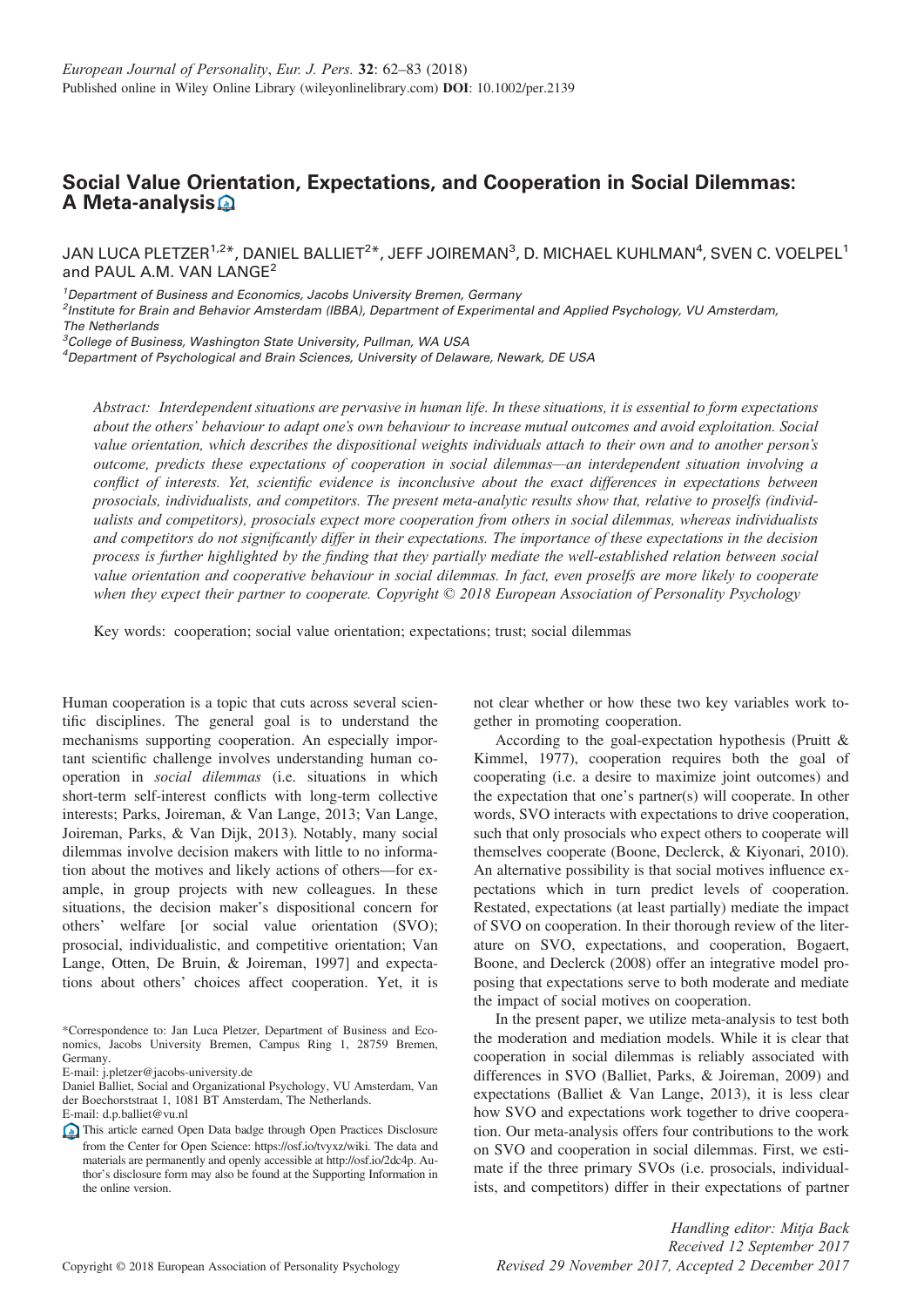# Social Value Orientation, Expectations, and Cooperation in Social Dilemmas: A Meta-analysis

JAN LUCA PLETZER[1,2]*, DANIEL BALLIET[2]*, JEFF JOIREMAN[3], D. MICHAEL KUHLMAN[4], SVEN C. VOELPEL[1] and PAUL A.M. VAN LANGE[2]

[1]Department of Business and Economics, Jacobs University Bremen, Germany

[2]Institute for Brain and Behavior Amsterdam (IBBA), Department of Experimental and Applied Psychology, VU Amsterdam, The Netherlands

[3]College of Business, Washington State University, Pullman, WA USA

[4]Department of Psychological and Brain Sciences, University of Delaware, Newark, DE USA

*Abstract: Interdependent situations are pervasive in human life. In these situations, it is essential to form expectations about the others' behaviour to adapt one's own behaviour to increase mutual outcomes and avoid exploitation. Social value orientation, which describes the dispositional weights individuals attach to their own and to another person's outcome, predicts these expectations of cooperation in social dilemmas—an interdependent situation involving a conflict of interests. Yet, scientific evidence is inconclusive about the exact differences in expectations between prosocials, individualists, and competitors. The present meta-analytic results show that, relative to proselfs (individualists and competitors), prosocials expect more cooperation from others in social dilemmas, whereas individualists and competitors do not significantly differ in their expectations. The importance of these expectations in the decision process is further highlighted by the finding that they partially mediate the well-established relation between social value orientation and cooperative behaviour in social dilemmas. In fact, even proselfs are more likely to cooperate when they expect their partner to cooperate. Copyright © 2018 European Association of Personality Psychology*

Key words: cooperation; social value orientation; expectations; trust; social dilemmas

Human cooperation is a topic that cuts across several scientific disciplines. The general goal is to understand the mechanisms supporting cooperation. An especially important scientific challenge involves understanding human cooperation in *social dilemmas* (i.e. situations in which short-term self-interest conflicts with long-term collective interests; Parks, Joireman, & Van Lange, 2013; Van Lange, Joireman, Parks, & Van Dijk, 2013). Notably, many social dilemmas involve decision makers with little to no information about the motives and likely actions of others—for example, in group projects with new colleagues. In these situations, the decision maker's dispositional concern for others' welfare [or social value orientation (SVO); prosocial, individualistic, and competitive orientation; Van Lange, Otten, De Bruin, & Joireman, 1997] and expectations about others' choices affect cooperation. Yet, it is not clear whether or how these two key variables work together in promoting cooperation.

According to the goal-expectation hypothesis (Pruitt & Kimmel, 1977), cooperation requires both the goal of cooperating (i.e. a desire to maximize joint outcomes) and the expectation that one's partner(s) will cooperate. In other words, SVO interacts with expectations to drive cooperation, such that only prosocials who expect others to cooperate will themselves cooperate (Boone, Declerck, & Kiyonari, 2010). An alternative possibility is that social motives influence expectations which in turn predict levels of cooperation. Restated, expectations (at least partially) mediate the impact of SVO on cooperation. In their thorough review of the literature on SVO, expectations, and cooperation, Bogaert, Boone, and Declerck (2008) offer an integrative model proposing that expectations serve to both moderate and mediate the impact of social motives on cooperation.

In the present paper, we utilize meta-analysis to test both the moderation and mediation models. While it is clear that cooperation in social dilemmas is reliably associated with differences in SVO (Balliet, Parks, & Joireman, 2009) and expectations (Balliet & Van Lange, 2013), it is less clear how SVO and expectations work together to drive cooperation. Our meta-analysis offers four contributions to the work on SVO and cooperation in social dilemmas. First, we estimate if the three primary SVOs (i.e. prosocials, individualists, and competitors) differ in their expectations of partner

*Correspondence to: Jan Luca Pletzer, Department of Business and Economics, Jacobs University Bremen, Campus Ring 1, 28759 Bremen, Germany.
E-mail: j.pletzer@jacobs-university.de
Daniel Balliet, Social and Organizational Psychology, VU Amsterdam, Van der Boechorststraat 1, 1081 BT Amsterdam, The Netherlands.
E-mail: d.p.balliet@vu.nl

This article earned Open Data badge through Open Practices Disclosure from the Center for Open Science: https://osf.io/tvyxz/wiki. The data and materials are permanently and openly accessible at http://osf.io/2dc4p. Author's disclosure form may also be found at the Supporting Information in the online version.

Handling editor: Mitja Back
Received 12 September 2017
Revised 29 November 2017, Accepted 2 December 2017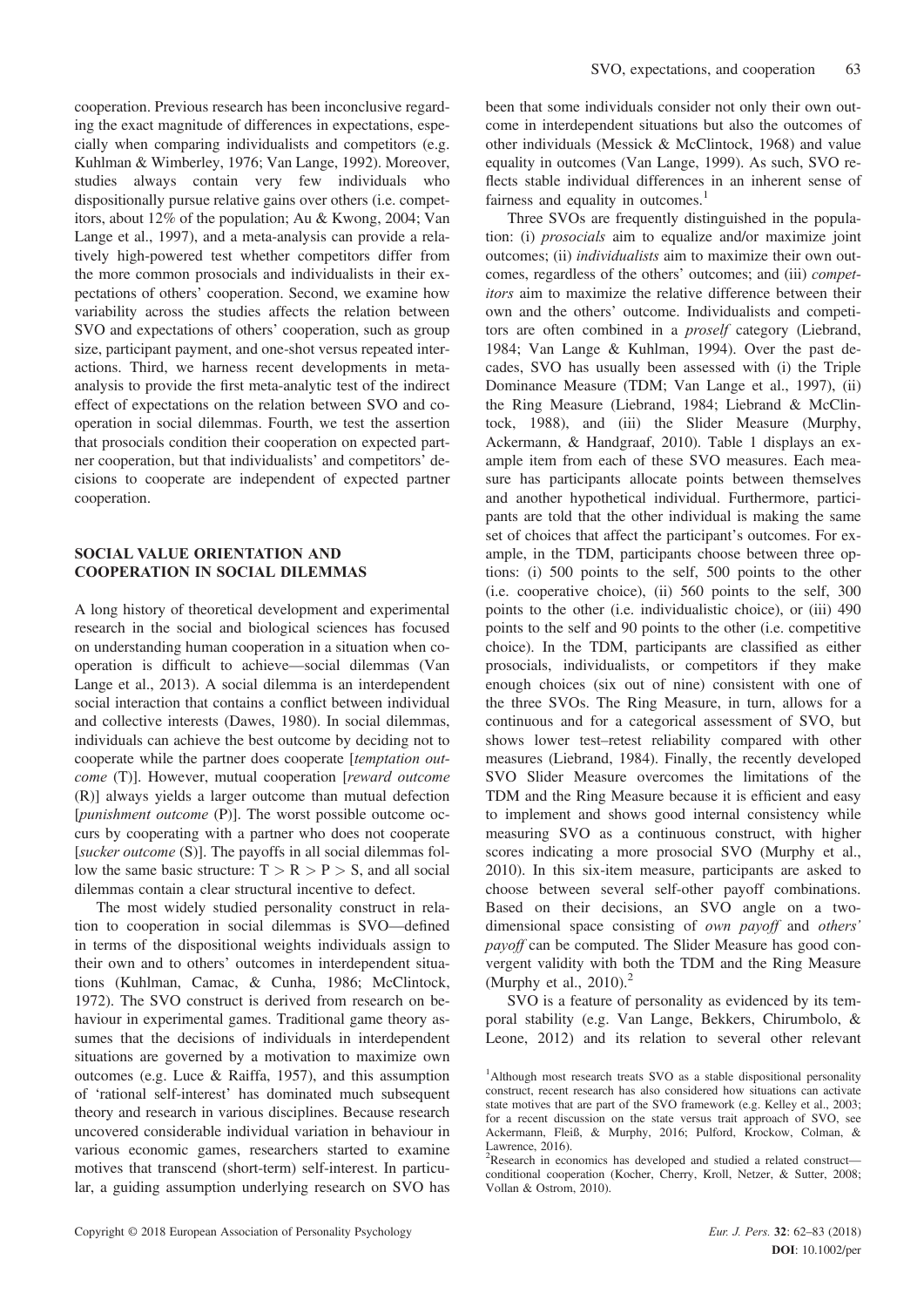cooperation. Previous research has been inconclusive regarding the exact magnitude of differences in expectations, especially when comparing individualists and competitors (e.g. Kuhlman & Wimberley, 1976; Van Lange, 1992). Moreover, studies always contain very few individuals who dispositionally pursue relative gains over others (i.e. competitors, about 12% of the population; Au & Kwong, 2004; Van Lange et al., 1997), and a meta-analysis can provide a relatively high-powered test whether competitors differ from the more common prosocials and individualists in their expectations of others' cooperation. Second, we examine how variability across the studies affects the relation between SVO and expectations of others' cooperation, such as group size, participant payment, and one-shot versus repeated interactions. Third, we harness recent developments in meta-analysis to provide the first meta-analytic test of the indirect effect of expectations on the relation between SVO and cooperation in social dilemmas. Fourth, we test the assertion that prosocials condition their cooperation on expected partner cooperation, but that individualists' and competitors' decisions to cooperate are independent of expected partner cooperation.

## SOCIAL VALUE ORIENTATION AND COOPERATION IN SOCIAL DILEMMAS

A long history of theoretical development and experimental research in the social and biological sciences has focused on understanding human cooperation in a situation when cooperation is difficult to achieve—social dilemmas (Van Lange et al., 2013). A social dilemma is an interdependent social interaction that contains a conflict between individual and collective interests (Dawes, 1980). In social dilemmas, individuals can achieve the best outcome by deciding not to cooperate while the partner does cooperate [*temptation outcome* (T)]. However, mutual cooperation [*reward outcome* (R)] always yields a larger outcome than mutual defection [*punishment outcome* (P)]. The worst possible outcome occurs by cooperating with a partner who does not cooperate [*sucker outcome* (S)]. The payoffs in all social dilemmas follow the same basic structure: $T > R > P > S$, and all social dilemmas contain a clear structural incentive to defect.

The most widely studied personality construct in relation to cooperation in social dilemmas is SVO—defined in terms of the dispositional weights individuals assign to their own and to others' outcomes in interdependent situations (Kuhlman, Camac, & Cunha, 1986; McClintock, 1972). The SVO construct is derived from research on behaviour in experimental games. Traditional game theory assumes that the decisions of individuals in interdependent situations are governed by a motivation to maximize own outcomes (e.g. Luce & Raiffa, 1957), and this assumption of 'rational self-interest' has dominated much subsequent theory and research in various disciplines. Because research uncovered considerable individual variation in behaviour in various economic games, researchers started to examine motives that transcend (short-term) self-interest. In particular, a guiding assumption underlying research on SVO has been that some individuals consider not only their own outcome in interdependent situations but also the outcomes of other individuals (Messick & McClintock, 1968) and value equality in outcomes (Van Lange, 1999). As such, SVO reflects stable individual differences in an inherent sense of fairness and equality in outcomes.[1]

Three SVOs are frequently distinguished in the population: (i) *prosocials* aim to equalize and/or maximize joint outcomes; (ii) *individualists* aim to maximize their own outcomes, regardless of the others' outcomes; and (iii) *competitors* aim to maximize the relative difference between their own and the others' outcome. Individualists and competitors are often combined in a *proself* category (Liebrand, 1984; Van Lange & Kuhlman, 1994). Over the past decades, SVO has usually been assessed with (i) the Triple Dominance Measure (TDM; Van Lange et al., 1997), (ii) the Ring Measure (Liebrand, 1984; Liebrand & McClintock, 1988), and (iii) the Slider Measure (Murphy, Ackermann, & Handgraaf, 2010). Table 1 displays an example item from each of these SVO measures. Each measure has participants allocate points between themselves and another hypothetical individual. Furthermore, participants are told that the other individual is making the same set of choices that affect the participant's outcomes. For example, in the TDM, participants choose between three options: (i) 500 points to the self, 500 points to the other (i.e. cooperative choice), (ii) 560 points to the self, 300 points to the other (i.e. individualistic choice), or (iii) 490 points to the self and 90 points to the other (i.e. competitive choice). In the TDM, participants are classified as either prosocials, individualists, or competitors if they make enough choices (six out of nine) consistent with one of the three SVOs. The Ring Measure, in turn, allows for a continuous and for a categorical assessment of SVO, but shows lower test–retest reliability compared with other measures (Liebrand, 1984). Finally, the recently developed SVO Slider Measure overcomes the limitations of the TDM and the Ring Measure because it is efficient and easy to implement and shows good internal consistency while measuring SVO as a continuous construct, with higher scores indicating a more prosocial SVO (Murphy et al., 2010). In this six-item measure, participants are asked to choose between several self-other payoff combinations. Based on their decisions, an SVO angle on a two-dimensional space consisting of *own payoff* and *others' payoff* can be computed. The Slider Measure has good convergent validity with both the TDM and the Ring Measure (Murphy et al., 2010).[2]

SVO is a feature of personality as evidenced by its temporal stability (e.g. Van Lange, Bekkers, Chirumbolo, & Leone, 2012) and its relation to several other relevant

[1]Although most research treats SVO as a stable dispositional personality construct, recent research has also considered how situations can activate state motives that are part of the SVO framework (e.g. Kelley et al., 2003; for a recent discussion on the state versus trait approach of SVO, see Ackermann, Fleiß, & Murphy, 2016; Pulford, Krockow, Colman, & Lawrence, 2016).

[2]Research in economics has developed and studied a related construct—conditional cooperation (Kocher, Cherry, Kroll, Netzer, & Sutter, 2008; Vollan & Ostrom, 2010).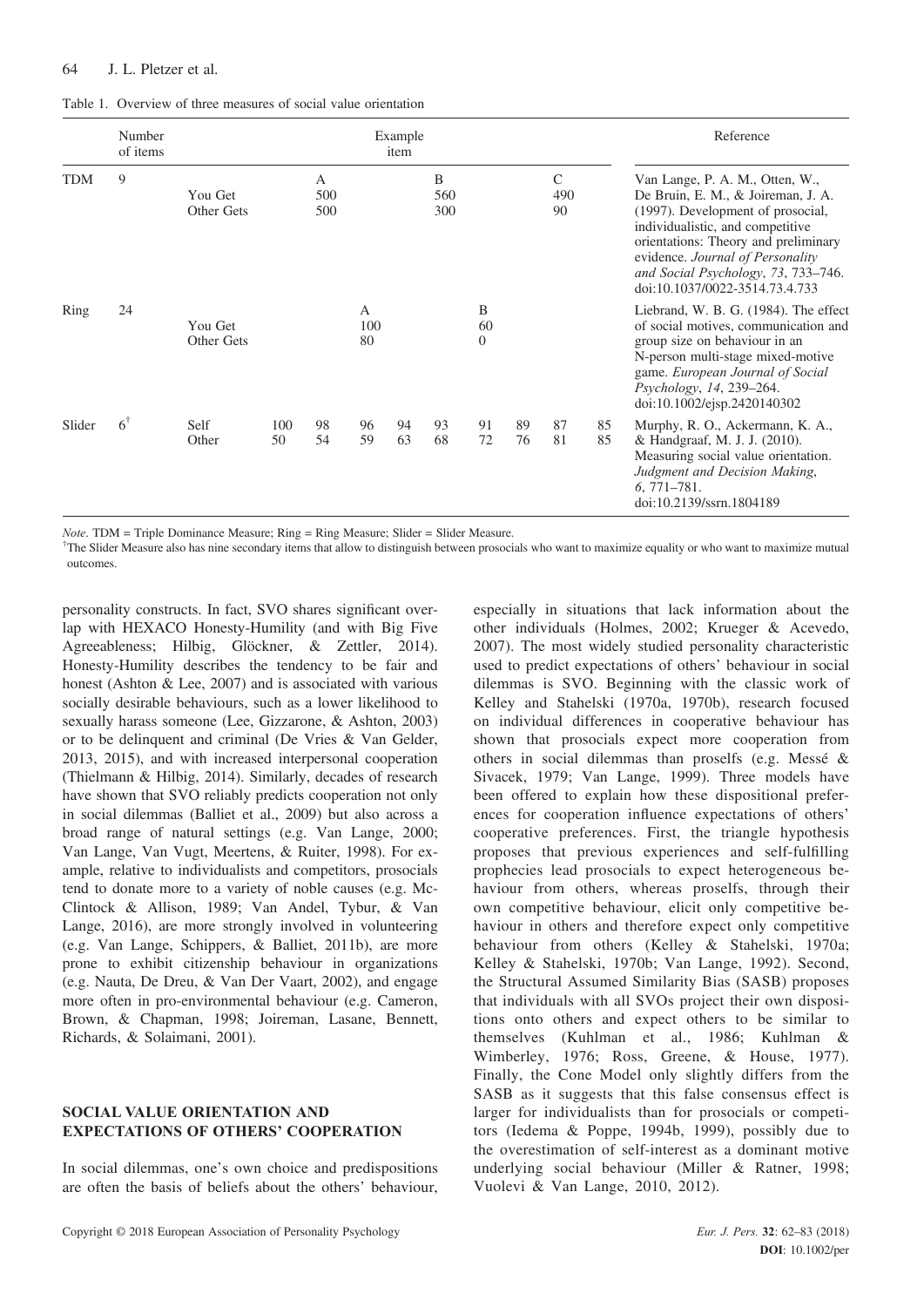Table 1. Overview of three measures of social value orientation

| | Number of items | Example item | | | | | | | | | | Reference |
|---|---|---|---|---|---|---|---|---|---|---|---|---|
| TDM | 9 | | A | | | B | | | C | | | Van Lange, P. A. M., Otten, W., De Bruin, E. M., & Joireman, J. A. (1997). Development of prosocial, individualistic, and competitive orientations: Theory and preliminary evidence. *Journal of Personality and Social Psychology*, *73*, 733–746. doi:10.1037/0022-3514.73.4.733 |
| | | You Get | 500 | | | 560 | | | 490 | | | |
| | | Other Gets | 500 | | | 300 | | | 90 | | | |
| Ring | 24 | | | A | | | B | | | | | Liebrand, W. B. G. (1984). The effect of social motives, communication and group size on behaviour in an N-person multi-stage mixed-motive game. *European Journal of Social Psychology*, *14*, 239–264. doi:10.1002/ejsp.2420140302 |
| | | You Get | | 100 | | | 60 | | | | | |
| | | Other Gets | | 80 | | | 0 | | | | | |
| Slider | 6[†] | Self | 100 | 98 | 96 | 94 | 93 | 91 | 89 | 87 | 85 | Murphy, R. O., Ackermann, K. A., & Handgraaf, M. J. J. (2010). Measuring social value orientation. *Judgment and Decision Making*, *6*, 771–781. doi:10.2139/ssrn.1804189 |
| | | Other | 50 | 54 | 59 | 63 | 68 | 72 | 76 | 81 | 85 | |

*Note*. TDM = Triple Dominance Measure; Ring = Ring Measure; Slider = Slider Measure.
[†]The Slider Measure also has nine secondary items that allow to distinguish between prosocials who want to maximize equality or who want to maximize mutual outcomes.

personality constructs. In fact, SVO shares significant overlap with HEXACO Honesty-Humility (and with Big Five Agreeableness; Hilbig, Glöckner, & Zettler, 2014). Honesty-Humility describes the tendency to be fair and honest (Ashton & Lee, 2007) and is associated with various socially desirable behaviours, such as a lower likelihood to sexually harass someone (Lee, Gizzarone, & Ashton, 2003) or to be delinquent and criminal (De Vries & Van Gelder, 2013, 2015), and with increased interpersonal cooperation (Thielmann & Hilbig, 2014). Similarly, decades of research have shown that SVO reliably predicts cooperation not only in social dilemmas (Balliet et al., 2009) but also across a broad range of natural settings (e.g. Van Lange, 2000; Van Lange, Van Vugt, Meertens, & Ruiter, 1998). For example, relative to individualists and competitors, prosocials tend to donate more to a variety of noble causes (e.g. McClintock & Allison, 1989; Van Andel, Tybur, & Van Lange, 2016), are more strongly involved in volunteering (e.g. Van Lange, Schippers, & Balliet, 2011b), are more prone to exhibit citizenship behaviour in organizations (e.g. Nauta, De Dreu, & Van Der Vaart, 2002), and engage more often in pro-environmental behaviour (e.g. Cameron, Brown, & Chapman, 1998; Joireman, Lasane, Bennett, Richards, & Solaimani, 2001).

## SOCIAL VALUE ORIENTATION AND EXPECTATIONS OF OTHERS' COOPERATION

In social dilemmas, one's own choice and predispositions are often the basis of beliefs about the others' behaviour, especially in situations that lack information about the other individuals (Holmes, 2002; Krueger & Acevedo, 2007). The most widely studied personality characteristic used to predict expectations of others' behaviour in social dilemmas is SVO. Beginning with the classic work of Kelley and Stahelski (1970a, 1970b), research focused on individual differences in cooperative behaviour has shown that prosocials expect more cooperation from others in social dilemmas than proselfs (e.g. Messé & Sivacek, 1979; Van Lange, 1999). Three models have been offered to explain how these dispositional preferences for cooperation influence expectations of others' cooperative preferences. First, the triangle hypothesis proposes that previous experiences and self-fulfilling prophecies lead prosocials to expect heterogeneous behaviour from others, whereas proselfs, through their own competitive behaviour, elicit only competitive behaviour in others and therefore expect only competitive behaviour from others (Kelley & Stahelski, 1970a; Kelley & Stahelski, 1970b; Van Lange, 1992). Second, the Structural Assumed Similarity Bias (SASB) proposes that individuals with all SVOs project their own dispositions onto others and expect others to be similar to themselves (Kuhlman et al., 1986; Kuhlman & Wimberley, 1976; Ross, Greene, & House, 1977). Finally, the Cone Model only slightly differs from the SASB as it suggests that this false consensus effect is larger for individualists than for prosocials or competitors (Iedema & Poppe, 1994b, 1999), possibly due to the overestimation of self-interest as a dominant motive underlying social behaviour (Miller & Ratner, 1998; Vuolevi & Van Lange, 2010, 2012).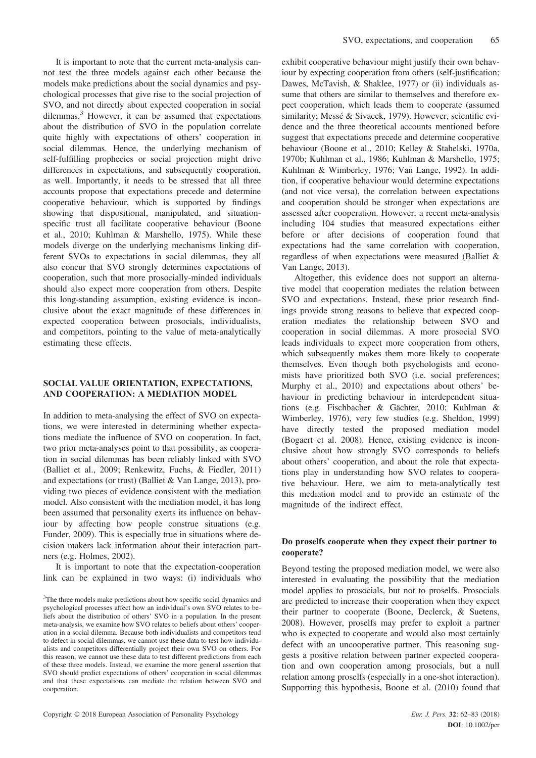It is important to note that the current meta-analysis cannot test the three models against each other because the models make predictions about the social dynamics and psychological processes that give rise to the social projection of SVO, and not directly about expected cooperation in social dilemmas.[3] However, it can be assumed that expectations about the distribution of SVO in the population correlate quite highly with expectations of others' cooperation in social dilemmas. Hence, the underlying mechanism of self-fulfilling prophecies or social projection might drive differences in expectations, and subsequently cooperation, as well. Importantly, it needs to be stressed that all three accounts propose that expectations precede and determine cooperative behaviour, which is supported by findings showing that dispositional, manipulated, and situation-specific trust all facilitate cooperative behaviour (Boone et al., 2010; Kuhlman & Marshello, 1975). While these models diverge on the underlying mechanisms linking different SVOs to expectations in social dilemmas, they all also concur that SVO strongly determines expectations of cooperation, such that more prosocially-minded individuals should also expect more cooperation from others. Despite this long-standing assumption, existing evidence is inconclusive about the exact magnitude of these differences in expected cooperation between prosocials, individualists, and competitors, pointing to the value of meta-analytically estimating these effects.

## SOCIAL VALUE ORIENTATION, EXPECTATIONS, AND COOPERATION: A MEDIATION MODEL

In addition to meta-analysing the effect of SVO on expectations, we were interested in determining whether expectations mediate the influence of SVO on cooperation. In fact, two prior meta-analyses point to that possibility, as cooperation in social dilemmas has been reliably linked with SVO (Balliet et al., 2009; Renkewitz, Fuchs, & Fiedler, 2011) and expectations (or trust) (Balliet & Van Lange, 2013), providing two pieces of evidence consistent with the mediation model. Also consistent with the mediation model, it has long been assumed that personality exerts its influence on behaviour by affecting how people construe situations (e.g. Funder, 2009). This is especially true in situations where decision makers lack information about their interaction partners (e.g. Holmes, 2002).

It is important to note that the expectation-cooperation link can be explained in two ways: (i) individuals who exhibit cooperative behaviour might justify their own behaviour by expecting cooperation from others (self-justification; Dawes, McTavish, & Shaklee, 1977) or (ii) individuals assume that others are similar to themselves and therefore expect cooperation, which leads them to cooperate (assumed similarity; Messé & Sivacek, 1979). However, scientific evidence and the three theoretical accounts mentioned before suggest that expectations precede and determine cooperative behaviour (Boone et al., 2010; Kelley & Stahelski, 1970a, 1970b; Kuhlman et al., 1986; Kuhlman & Marshello, 1975; Kuhlman & Wimberley, 1976; Van Lange, 1992). In addition, if cooperative behaviour would determine expectations (and not vice versa), the correlation between expectations and cooperation should be stronger when expectations are assessed after cooperation. However, a recent meta-analysis including 104 studies that measured expectations either before or after decisions of cooperation found that expectations had the same correlation with cooperation, regardless of when expectations were measured (Balliet & Van Lange, 2013).

Altogether, this evidence does not support an alternative model that cooperation mediates the relation between SVO and expectations. Instead, these prior research findings provide strong reasons to believe that expected cooperation mediates the relationship between SVO and cooperation in social dilemmas. A more prosocial SVO leads individuals to expect more cooperation from others, which subsequently makes them more likely to cooperate themselves. Even though both psychologists and economists have prioritized both SVO (i.e. social preferences; Murphy et al., 2010) and expectations about others' behaviour in predicting behaviour in interdependent situations (e.g. Fischbacher & Gächter, 2010; Kuhlman & Wimberley, 1976), very few studies (e.g. Sheldon, 1999) have directly tested the proposed mediation model (Bogaert et al. 2008). Hence, existing evidence is inconclusive about how strongly SVO corresponds to beliefs about others' cooperation, and about the role that expectations play in understanding how SVO relates to cooperative behaviour. Here, we aim to meta-analytically test this mediation model and to provide an estimate of the magnitude of the indirect effect.

### Do proselfs cooperate when they expect their partner to cooperate?

Beyond testing the proposed mediation model, we were also interested in evaluating the possibility that the mediation model applies to prosocials, but not to proselfs. Prosocials are predicted to increase their cooperation when they expect their partner to cooperate (Boone, Declerck, & Suetens, 2008). However, proselfs may prefer to exploit a partner who is expected to cooperate and would also most certainly defect with an uncooperative partner. This reasoning suggests a positive relation between partner expected cooperation and own cooperation among prosocials, but a null relation among proselfs (especially in a one-shot interaction). Supporting this hypothesis, Boone et al. (2010) found that

[3]The three models make predictions about how specific social dynamics and psychological processes affect how an individual's own SVO relates to beliefs about the distribution of others' SVO in a population. In the present meta-analysis, we examine how SVO relates to beliefs about others' cooperation in a social dilemma. Because both individualists and competitors tend to defect in social dilemmas, we cannot use these data to test how individualists and competitors differentially project their own SVO on others. For this reason, we cannot use these data to test different predictions from each of these three models. Instead, we examine the more general assertion that SVO should predict expectations of others' cooperation in social dilemmas and that these expectations can mediate the relation between SVO and cooperation.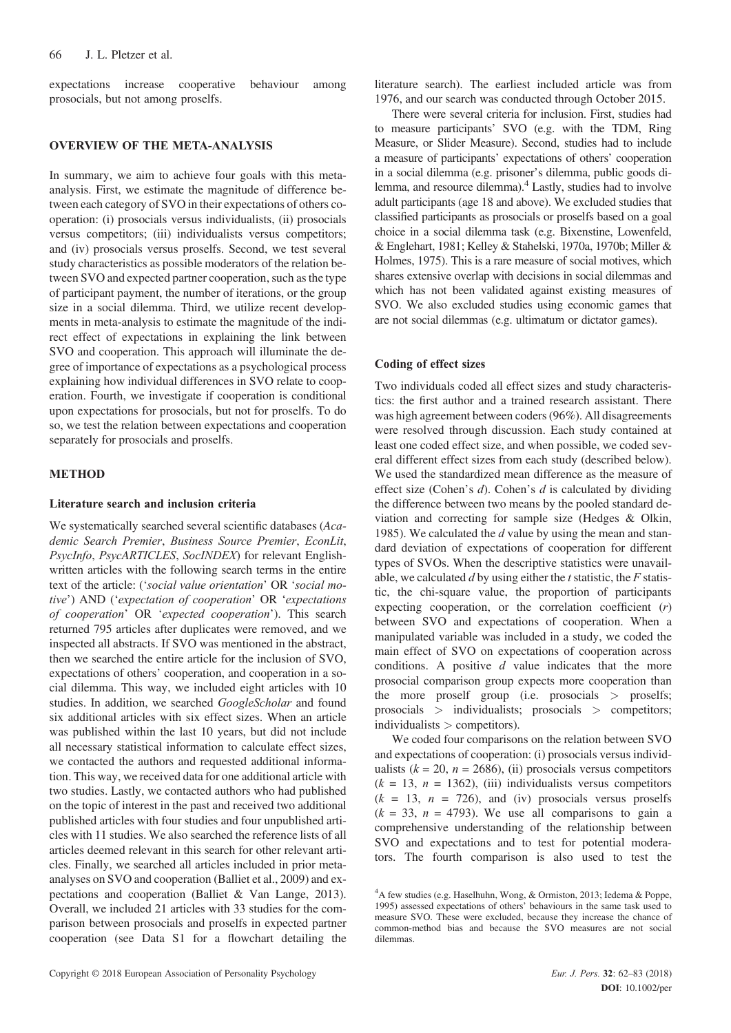expectations increase cooperative behaviour among prosocials, but not among proselfs.

## OVERVIEW OF THE META-ANALYSIS

In summary, we aim to achieve four goals with this meta-analysis. First, we estimate the magnitude of difference between each category of SVO in their expectations of others cooperation: (i) prosocials versus individualists, (ii) prosocials versus competitors; (iii) individualists versus competitors; and (iv) prosocials versus proselfs. Second, we test several study characteristics as possible moderators of the relation between SVO and expected partner cooperation, such as the type of participant payment, the number of iterations, or the group size in a social dilemma. Third, we utilize recent developments in meta-analysis to estimate the magnitude of the indirect effect of expectations in explaining the link between SVO and cooperation. This approach will illuminate the degree of importance of expectations as a psychological process explaining how individual differences in SVO relate to cooperation. Fourth, we investigate if cooperation is conditional upon expectations for prosocials, but not for proselfs. To do so, we test the relation between expectations and cooperation separately for prosocials and proselfs.

## METHOD

### Literature search and inclusion criteria

We systematically searched several scientific databases (*Academic Search Premier*, *Business Source Premier*, *EconLit*, *PsycInfo*, *PsycARTICLES*, *SocINDEX*) for relevant English-written articles with the following search terms in the entire text of the article: ('*social value orientation*' OR '*social motive*') AND ('*expectation of cooperation*' OR '*expectations of cooperation*' OR '*expected cooperation*'). This search returned 795 articles after duplicates were removed, and we inspected all abstracts. If SVO was mentioned in the abstract, then we searched the entire article for the inclusion of SVO, expectations of others' cooperation, and cooperation in a social dilemma. This way, we included eight articles with 10 studies. In addition, we searched *GoogleScholar* and found six additional articles with six effect sizes. When an article was published within the last 10 years, but did not include all necessary statistical information to calculate effect sizes, we contacted the authors and requested additional information. This way, we received data for one additional article with two studies. Lastly, we contacted authors who had published on the topic of interest in the past and received two additional published articles with four studies and four unpublished articles with 11 studies. We also searched the reference lists of all articles deemed relevant in this search for other relevant articles. Finally, we searched all articles included in prior meta-analyses on SVO and cooperation (Balliet et al., 2009) and expectations and cooperation (Balliet & Van Lange, 2013). Overall, we included 21 articles with 33 studies for the comparison between prosocials and proselfs in expected partner cooperation (see Data S1 for a flowchart detailing the literature search). The earliest included article was from 1976, and our search was conducted through October 2015.

There were several criteria for inclusion. First, studies had to measure participants' SVO (e.g. with the TDM, Ring Measure, or Slider Measure). Second, studies had to include a measure of participants' expectations of others' cooperation in a social dilemma (e.g. prisoner's dilemma, public goods dilemma, and resource dilemma).[4] Lastly, studies had to involve adult participants (age 18 and above). We excluded studies that classified participants as prosocials or proselfs based on a goal choice in a social dilemma task (e.g. Bixenstine, Lowenfeld, & Englehart, 1981; Kelley & Stahelski, 1970a, 1970b; Miller & Holmes, 1975). This is a rare measure of social motives, which shares extensive overlap with decisions in social dilemmas and which has not been validated against existing measures of SVO. We also excluded studies using economic games that are not social dilemmas (e.g. ultimatum or dictator games).

### Coding of effect sizes

Two individuals coded all effect sizes and study characteristics: the first author and a trained research assistant. There was high agreement between coders (96%). All disagreements were resolved through discussion. Each study contained at least one coded effect size, and when possible, we coded several different effect sizes from each study (described below). We used the standardized mean difference as the measure of effect size (Cohen's $d$). Cohen's $d$ is calculated by dividing the difference between two means by the pooled standard deviation and correcting for sample size (Hedges & Olkin, 1985). We calculated the $d$ value by using the mean and standard deviation of expectations of cooperation for different types of SVOs. When the descriptive statistics were unavailable, we calculated $d$ by using either the $t$ statistic, the $F$ statistic, the chi-square value, the proportion of participants expecting cooperation, or the correlation coefficient ($r$) between SVO and expectations of cooperation. When a manipulated variable was included in a study, we coded the main effect of SVO on expectations of cooperation across conditions. A positive $d$ value indicates that the more prosocial comparison group expects more cooperation than the more proself group (i.e. prosocials > proselfs; prosocials > individualists; prosocials > competitors; individualists > competitors).

We coded four comparisons on the relation between SVO and expectations of cooperation: (i) prosocials versus individualists ($k$ = 20, $n$ = 2686), (ii) prosocials versus competitors ($k$ = 13, $n$ = 1362), (iii) individualists versus competitors ($k$ = 13, $n$ = 726), and (iv) prosocials versus proselfs ($k$ = 33, $n$ = 4793). We use all comparisons to gain a comprehensive understanding of the relationship between SVO and expectations and to test for potential moderators. The fourth comparison is also used to test the

[4] A few studies (e.g. Haselhuhn, Wong, & Ormiston, 2013; Iedema & Poppe, 1995) assessed expectations of others' behaviours in the same task used to measure SVO. These were excluded, because they increase the chance of common-method bias and because the SVO measures are not social dilemmas.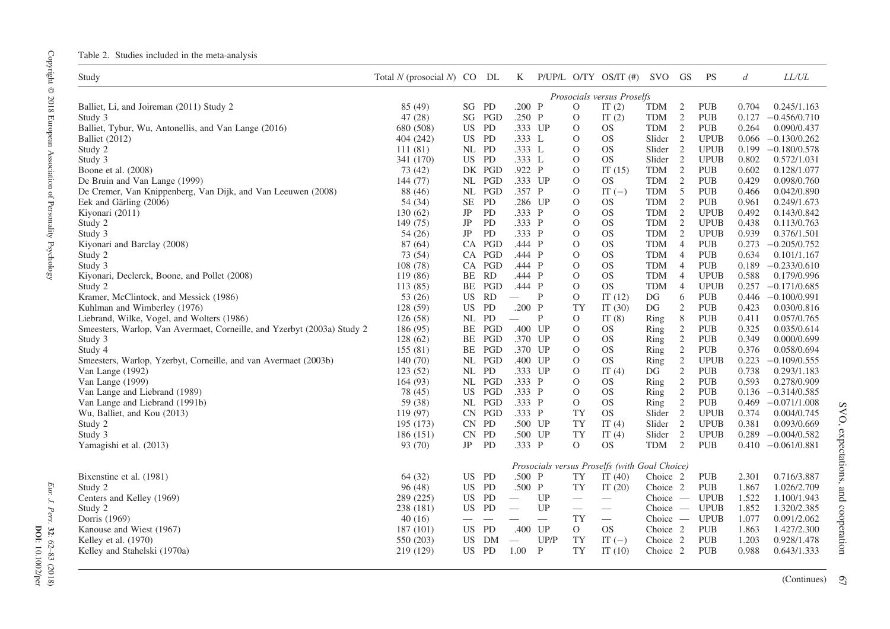Table 2. Studies included in the meta-analysis

| Study | Total *N* (prosocial *N*) | CO | DL | K | P/UP/L | O/TY | OS/IT (#) | SVO | GS | PS | *d* | *LL/UL* |
|---|---|---|---|---|---|---|---|---|---|---|---|---|
| *Prosocials versus Proselfs* | | | | | | | | | | | | |
| Balliet, Li, and Joireman (2011) Study 2 | 85 (49) | SG | PD | .200 | P | O | IT (2) | TDM | 2 | PUB | 0.704 | 0.245/1.163 |
| Study 3 | 47 (28) | SG | PGD | .250 | P | O | IT (2) | TDM | 2 | PUB | 0.127 | −0.456/0.710 |
| Balliet, Tybur, Wu, Antonellis, and Van Lange (2016) | 680 (508) | US | PD | .333 | UP | O | OS | TDM | 2 | PUB | 0.264 | 0.090/0.437 |
| Balliet (2012) | 404 (242) | US | PD | .333 | L | O | OS | Slider | 2 | UPUB | 0.066 | −0.130/0.262 |
| Study 2 | 111 (81) | NL | PD | .333 | L | O | OS | Slider | 2 | UPUB | 0.199 | −0.180/0.578 |
| Study 3 | 341 (170) | US | PD | .333 | L | O | OS | Slider | 2 | UPUB | 0.802 | 0.572/1.031 |
| Boone et al. (2008) | 73 (42) | DK | PGD | .922 | P | O | IT (15) | TDM | 2 | PUB | 0.602 | 0.128/1.077 |
| De Bruin and Van Lange (1999) | 144 (77) | NL | PGD | .333 | UP | O | OS | TDM | 2 | PUB | 0.429 | 0.098/0.760 |
| De Cremer, Van Knippenberg, Van Dijk, and Van Leeuwen (2008) | 88 (46) | NL | PGD | .357 | P | O | IT (−) | TDM | 5 | PUB | 0.466 | 0.042/0.890 |
| Eek and Gärling (2006) | 54 (34) | SE | PD | .286 | UP | O | OS | TDM | 2 | PUB | 0.961 | 0.249/1.673 |
| Kiyonari (2011) | 130 (62) | JP | PD | .333 | P | O | OS | TDM | 2 | UPUB | 0.492 | 0.143/0.842 |
| Study 2 | 149 (75) | JP | PD | .333 | P | O | OS | TDM | 2 | UPUB | 0.438 | 0.113/0.763 |
| Study 3 | 54 (26) | JP | PD | .333 | P | O | OS | TDM | 2 | UPUB | 0.939 | 0.376/1.501 |
| Kiyonari and Barclay (2008) | 87 (64) | CA | PGD | .444 | P | O | OS | TDM | 4 | PUB | 0.273 | −0.205/0.752 |
| Study 2 | 73 (54) | CA | PGD | .444 | P | O | OS | TDM | 4 | PUB | 0.634 | 0.101/1.167 |
| Study 3 | 108 (78) | CA | PGD | .444 | P | O | OS | TDM | 4 | PUB | 0.189 | −0.233/0.610 |
| Kiyonari, Declerck, Boone, and Pollet (2008) | 119 (86) | BE | RD | .444 | P | O | OS | TDM | 4 | UPUB | 0.588 | 0.179/0.996 |
| Study 2 | 113 (85) | BE | PGD | .444 | P | O | OS | TDM | 4 | UPUB | 0.257 | −0.171/0.685 |
| Kramer, McClintock, and Messick (1986) | 53 (26) | US | RD | — | P | O | IT (12) | DG | 6 | PUB | 0.446 | −0.100/0.991 |
| Kuhlman and Wimberley (1976) | 128 (59) | US | PD | .200 | P | TY | IT (30) | DG | 2 | PUB | 0.423 | 0.030/0.816 |
| Liebrand, Wilke, Vogel, and Wolters (1986) | 126 (58) | NL | PD | — | P | O | IT (8) | Ring | 8 | PUB | 0.411 | 0.057/0.765 |
| Smeesters, Warlop, Van Avermaet, Corneille, and Yzerbyt (2003a) Study 2 | 186 (95) | BE | PGD | .400 | UP | O | OS | Ring | 2 | PUB | 0.325 | 0.035/0.614 |
| Study 3 | 128 (62) | BE | PGD | .370 | UP | O | OS | Ring | 2 | PUB | 0.349 | 0.000/0.699 |
| Study 4 | 155 (81) | BE | PGD | .370 | UP | O | OS | Ring | 2 | PUB | 0.376 | 0.058/0.694 |
| Smeesters, Warlop, Yzerbyt, Corneille, and van Avermaet (2003b) | 140 (70) | NL | PGD | .400 | UP | O | OS | Ring | 2 | UPUB | 0.223 | −0.109/0.555 |
| Van Lange (1992) | 123 (52) | NL | PD | .333 | UP | O | IT (4) | DG | 2 | PUB | 0.738 | 0.293/1.183 |
| Van Lange (1999) | 164 (93) | NL | PGD | .333 | P | O | OS | Ring | 2 | PUB | 0.593 | 0.278/0.909 |
| Van Lange and Liebrand (1989) | 78 (45) | US | PGD | .333 | P | O | OS | Ring | 2 | PUB | 0.136 | −0.314/0.585 |
| Van Lange and Liebrand (1991b) | 59 (38) | NL | PGD | .333 | P | O | OS | Ring | 2 | PUB | 0.469 | −0.071/1.008 |
| Wu, Balliet, and Kou (2013) | 119 (97) | CN | PGD | .333 | P | TY | OS | Slider | 2 | UPUB | 0.374 | 0.004/0.745 |
| Study 2 | 195 (173) | CN | PD | .500 | UP | TY | IT (4) | Slider | 2 | UPUB | 0.381 | 0.093/0.669 |
| Study 3 | 186 (151) | CN | PD | .500 | UP | TY | IT (4) | Slider | 2 | UPUB | 0.289 | −0.004/0.582 |
| Yamagishi et al. (2013) | 93 (70) | JP | PD | .333 | P | O | OS | TDM | 2 | PUB | 0.410 | −0.061/0.881 |
| *Prosocials versus Proselfs (with Goal Choice)* | | | | | | | | | | | | |
| Bixenstine et al. (1981) | 64 (32) | US | PD | .500 | P | TY | IT (40) | Choice | 2 | PUB | 2.301 | 0.716/3.887 |
| Study 2 | 96 (48) | US | PD | .500 | P | TY | IT (20) | Choice | 2 | PUB | 1.867 | 1.026/2.709 |
| Centers and Kelley (1969) | 289 (225) | US | PD | — | UP | — | — | Choice | — | UPUB | 1.522 | 1.100/1.943 |
| Study 2 | 238 (181) | US | PD | — | UP | — | — | Choice | — | UPUB | 1.852 | 1.320/2.385 |
| Dorris (1969) | 40 (16) | — | — | — | — | TY | — | Choice | — | UPUB | 1.077 | 0.091/2.062 |
| Kanouse and Wiest (1967) | 187 (101) | US | PD | .400 | UP | O | OS | Choice | 2 | PUB | 1.863 | 1.427/2.300 |
| Kelley et al. (1970) | 550 (203) | US | DM | — | UP/P | TY | IT (−) | Choice | 2 | PUB | 1.203 | 0.928/1.478 |
| Kelley and Stahelski (1970a) | 219 (129) | US | PD | 1.00 | P | TY | IT (10) | Choice | 2 | PUB | 0.988 | 0.643/1.333 |

(Continues)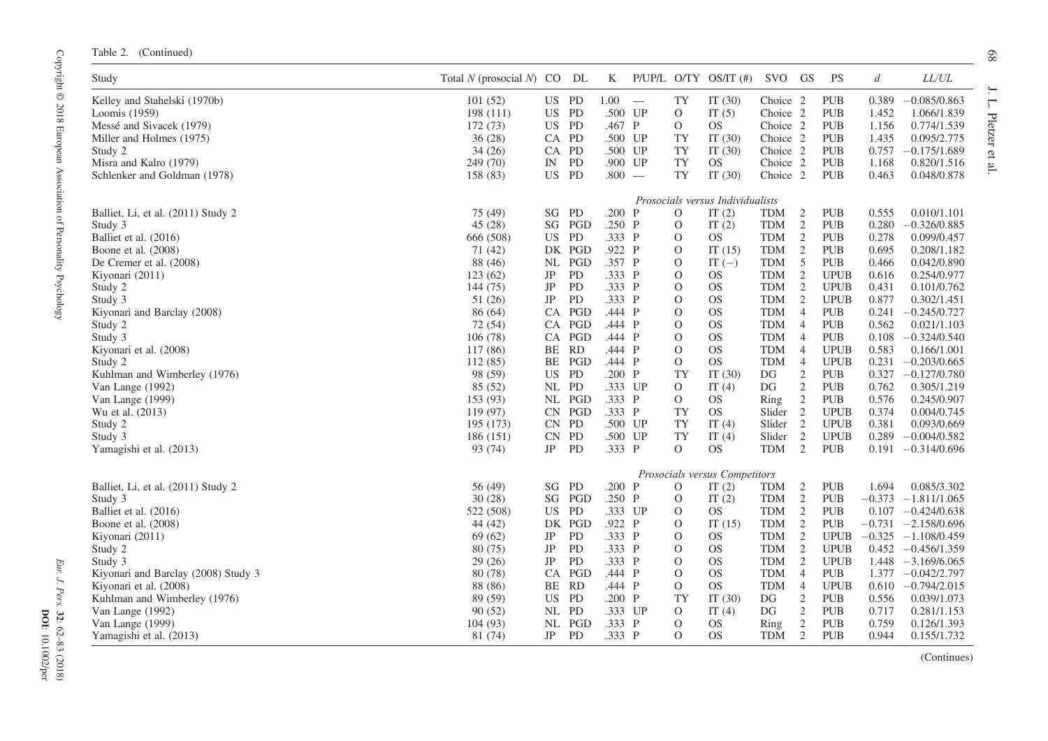Table 2. (Continued)

| Study | Total *N* (prosocial *N*) | CO | DL | K | P/UP/L | O/TY | OS/IT (#) | SVO | GS | PS | *d* | *LL/UL* |
|---|---|---|---|---|---|---|---|---|---|---|---|---|
| Kelley and Stahelski (1970b) | 101 (52) | US | PD | 1.00 | — | TY | IT (30) | Choice | 2 | PUB | 0.389 | −0.085/0.863 |
| Loomis (1959) | 198 (111) | US | PD | .500 | UP | O | IT (5) | Choice | 2 | PUB | 1.452 | 1.066/1.839 |
| Messé and Sivacek (1979) | 172 (73) | US | PD | .467 | P | O | OS | Choice | 2 | PUB | 1.156 | 0.774/1.539 |
| Miller and Holmes (1975) | 36 (28) | CA | PD | .500 | UP | TY | IT (30) | Choice | 2 | PUB | 1.435 | 0.095/2.775 |
| Study 2 | 34 (26) | CA | PD | .500 | UP | TY | IT (30) | Choice | 2 | PUB | 0.757 | −0.175/1.689 |
| Misra and Kalro (1979) | 249 (70) | IN | PD | .900 | UP | TY | OS | Choice | 2 | PUB | 1.168 | 0.820/1.516 |
| Schlenker and Goldman (1978) | 158 (83) | US | PD | .800 | — | TY | IT (30) | Choice | 2 | PUB | 0.463 | 0.048/0.878 |
| *Prosocials versus Individualists* | | | | | | | | | | | | |
| Balliet, Li, et al. (2011) Study 2 | 75 (49) | SG | PD | .200 | P | O | IT (2) | TDM | 2 | PUB | 0.555 | 0.010/1.101 |
| Study 3 | 45 (28) | SG | PGD | .250 | P | O | IT (2) | TDM | 2 | PUB | 0.280 | −0.326/0.885 |
| Balliet et al. (2016) | 666 (508) | US | PD | .333 | P | O | OS | TDM | 2 | PUB | 0.278 | 0.099/0.457 |
| Boone et al. (2008) | 71 (42) | DK | PGD | .922 | P | O | IT (15) | TDM | 2 | PUB | 0.695 | 0.208/1.182 |
| De Cremer et al. (2008) | 88 (46) | NL | PGD | .357 | P | O | IT (−) | TDM | 5 | PUB | 0.466 | 0.042/0.890 |
| Kiyonari (2011) | 123 (62) | JP | PD | .333 | P | O | OS | TDM | 2 | UPUB | 0.616 | 0.254/0.977 |
| Study 2 | 144 (75) | JP | PD | .333 | P | O | OS | TDM | 2 | UPUB | 0.431 | 0.101/0.762 |
| Study 3 | 51 (26) | JP | PD | .333 | P | O | OS | TDM | 2 | UPUB | 0.877 | 0.302/1.451 |
| Kiyonari and Barclay (2008) | 86 (64) | CA | PGD | .444 | P | O | OS | TDM | 4 | PUB | 0.241 | −0.245/0.727 |
| Study 2 | 72 (54) | CA | PGD | .444 | P | O | OS | TDM | 4 | PUB | 0.562 | 0.021/1.103 |
| Study 3 | 106 (78) | CA | PGD | .444 | P | O | OS | TDM | 4 | PUB | 0.108 | −0.324/0.540 |
| Kiyonari et al. (2008) | 117 (86) | BE | RD | .444 | P | O | OS | TDM | 4 | UPUB | 0.583 | 0.166/1.001 |
| Study 2 | 112 (85) | BE | PGD | .444 | P | O | OS | TDM | 4 | UPUB | 0.231 | −0.203/0.665 |
| Kuhlman and Wimberley (1976) | 98 (59) | US | PD | .200 | P | TY | IT (30) | DG | 2 | PUB | 0.327 | −0.127/0.780 |
| Van Lange (1992) | 85 (52) | NL | PD | .333 | UP | O | IT (4) | DG | 2 | PUB | 0.762 | 0.305/1.219 |
| Van Lange (1999) | 153 (93) | NL | PGD | .333 | P | O | OS | Ring | 2 | PUB | 0.576 | 0.245/0.907 |
| Wu et al. (2013) | 119 (97) | CN | PGD | .333 | P | TY | OS | Slider | 2 | UPUB | 0.374 | 0.004/0.745 |
| Study 2 | 195 (173) | CN | PD | .500 | UP | TY | IT (4) | Slider | 2 | UPUB | 0.381 | 0.093/0.669 |
| Study 3 | 186 (151) | CN | PD | .500 | UP | TY | IT (4) | Slider | 2 | UPUB | 0.289 | −0.004/0.582 |
| Yamagishi et al. (2013) | 93 (74) | JP | PD | .333 | P | O | OS | TDM | 2 | PUB | 0.191 | −0.314/0.696 |
| *Prosocials versus Competitors* | | | | | | | | | | | | |
| Balliet, Li, et al. (2011) Study 2 | 56 (49) | SG | PD | .200 | P | O | IT (2) | TDM | 2 | PUB | 1.694 | 0.085/3.302 |
| Study 3 | 30 (28) | SG | PGD | .250 | P | O | IT (2) | TDM | 2 | PUB | −0.373 | −1.811/1.065 |
| Balliet et al. (2016) | 522 (508) | US | PD | .333 | UP | O | OS | TDM | 2 | PUB | 0.107 | −0.424/0.638 |
| Boone et al. (2008) | 44 (42) | DK | PGD | .922 | P | O | IT (15) | TDM | 2 | PUB | −0.731 | −2.158/0.696 |
| Kiyonari (2011) | 69 (62) | JP | PD | .333 | P | O | OS | TDM | 2 | UPUB | −0.325 | −1.108/0.459 |
| Study 2 | 80 (75) | JP | PD | .333 | P | O | OS | TDM | 2 | UPUB | 0.452 | −0.456/1.359 |
| Study 3 | 29 (26) | JP | PD | .333 | P | O | OS | TDM | 2 | UPUB | 1.448 | −3.169/6.065 |
| Kiyonari and Barclay (2008) Study 3 | 80 (78) | CA | PGD | .444 | P | O | OS | TDM | 4 | PUB | 1.377 | −0.042/2.797 |
| Kiyonari et al. (2008) | 88 (86) | BE | RD | .444 | P | O | OS | TDM | 4 | UPUB | 0.610 | −0.794/2.015 |
| Kuhlman and Wimberley (1976) | 89 (59) | US | PD | .200 | P | TY | IT (30) | DG | 2 | PUB | 0.556 | 0.039/1.073 |
| Van Lange (1992) | 90 (52) | NL | PD | .333 | UP | O | IT (4) | DG | 2 | PUB | 0.717 | 0.281/1.153 |
| Van Lange (1999) | 104 (93) | NL | PGD | .333 | P | O | OS | Ring | 2 | PUB | 0.759 | 0.126/1.393 |
| Yamagishi et al. (2013) | 81 (74) | JP | PD | .333 | P | O | OS | TDM | 2 | PUB | 0.944 | 0.155/1.732 |

(Continues)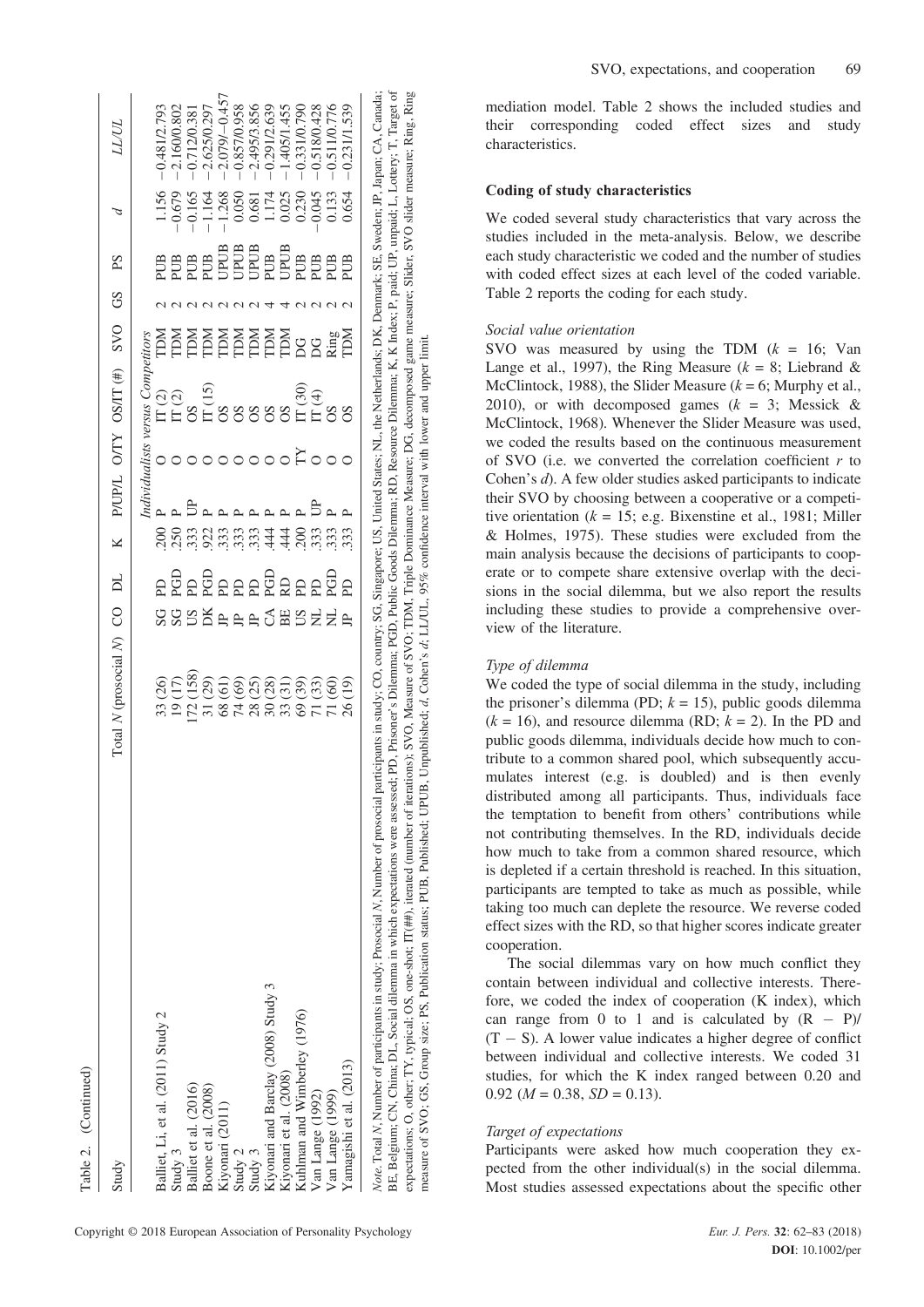Table 2. (Continued)

| Study | Total N (prosocial N) | CO | DL | K | P/UP/L | O/TY | OS/IT (#) | SVO | GS | PS | d | LL/UL |
|---|---|---|---|---|---|---|---|---|---|---|---|---|
| *Individualists versus Competitors* | | | | | | | | | | | | |
| Balliet, Li, et al. (2011) Study 2 | 33 (26) | SG | PD | .200 | P | O | IT (2) | TDM | 2 | PUB | 1.156 | −0.481/2.793 |
| Study 3 | 19 (17) | SG | PGD | .250 | P | O | IT (2) | TDM | 2 | PUB | −0.679 | −2.160/0.802 |
| Balliet et al. (2016) | 172 (158) | US | PD | .333 | UP | O | OS | TDM | 2 | PUB | −0.165 | −0.712/0.381 |
| Boone et al. (2008) | 31 (29) | DK | PGD | .922 | P | O | IT (15) | TDM | 2 | PUB | −1.164 | −2.625/0.297 |
| Kiyonari (2011) | 68 (61) | JP | PD | .333 | P | O | OS | TDM | 2 | UPUB | −1.268 | −2.079/−0.457 |
| Study 2 | 74 (69) | JP | PD | .333 | P | O | OS | TDM | 2 | UPUB | 0.050 | −0.857/0.958 |
| Study 3 | 28 (25) | JP | PD | .333 | P | O | OS | TDM | 2 | UPUB | 0.681 | −2.495/3.856 |
| Kiyonari and Barclay (2008) Study 3 | 30 (28) | CA | PGD | .444 | P | O | OS | TDM | 4 | PUB | 1.174 | −0.291/2.639 |
| Kiyonari et al. (2008) | 33 (31) | BE | RD | .444 | P | O | OS | TDM | 4 | UPUB | 0.025 | −1.405/1.455 |
| Kuhlman and Wimberley (1976) | 69 (39) | US | PD | .200 | P | TY | IT (30) | DG | 2 | PUB | 0.230 | −0.331/0.790 |
| Van Lange (1992) | 71 (33) | NL | PD | .333 | UP | O | IT (4) | DG | 2 | PUB | −0.045 | −0.518/0.428 |
| Van Lange (1999) | 71 (60) | NL | PGD | .333 | P | O | OS | Ring | 2 | PUB | 0.133 | −0.511/0.776 |
| Yamagishi et al. (2013) | 26 (19) | JP | PD | .333 | P | O | OS | TDM | 2 | PUB | 0.654 | −0.231/1.539 |

*Note*. Total N, Number of participants in study; Prosocial N, Number of prosocial participants in study; CO, country; SG, Singapore; US, United States; NL, the Netherlands; DK, Denmark; SE, Sweden; JP, Japan; CA, Canada; BE, Belgium; CN, China; DL, Social dilemma in which expectations were assessed; PD, Prisoner's Dilemma; PGD, Public Goods Dilemma; RD, Resource Dilemma; K, K Index; P, paid; UP, unpaid; L, Lottery; T, Target of expectations; O, other; TY, typical; OS, one-shot; IT(##), iterated (number of iterations); SVO, Measure of SVO; TDM, Triple Dominance Measure; DG, decomposed game measure; Slider, SVO slider measure; Ring, Ring measure of SVO; GS, Group size; PS, Publication status; PUB, Published; UPUB, Unpublished; d, Cohen's d; LL/UL, 95% confidence interval with lower and upper limit.

mediation model. Table 2 shows the included studies and their corresponding coded effect sizes and study characteristics.

### Coding of study characteristics

We coded several study characteristics that vary across the studies included in the meta-analysis. Below, we describe each study characteristic we coded and the number of studies with coded effect sizes at each level of the coded variable. Table 2 reports the coding for each study.

#### *Social value orientation*

SVO was measured by using the TDM ($k$ = 16; Van Lange et al., 1997), the Ring Measure ($k$ = 8; Liebrand & McClintock, 1988), the Slider Measure ($k$ = 6; Murphy et al., 2010), or with decomposed games ($k$ = 3; Messick & McClintock, 1968). Whenever the Slider Measure was used, we coded the results based on the continuous measurement of SVO (i.e. we converted the correlation coefficient $r$ to Cohen's $d$). A few older studies asked participants to indicate their SVO by choosing between a cooperative or a competitive orientation ($k$ = 15; e.g. Bixenstine et al., 1981; Miller & Holmes, 1975). These studies were excluded from the main analysis because the decisions of participants to cooperate or to compete share extensive overlap with the decisions in the social dilemma, but we also report the results including these studies to provide a comprehensive overview of the literature.

#### *Type of dilemma*

We coded the type of social dilemma in the study, including the prisoner's dilemma (PD; $k$ = 15), public goods dilemma ($k$ = 16), and resource dilemma (RD; $k$ = 2). In the PD and public goods dilemma, individuals decide how much to contribute to a common shared pool, which subsequently accumulates interest (e.g. is doubled) and is then evenly distributed among all participants. Thus, individuals face the temptation to benefit from others' contributions while not contributing themselves. In the RD, individuals decide how much to take from a common shared resource, which is depleted if a certain threshold is reached. In this situation, participants are tempted to take as much as possible, while taking too much can deplete the resource. We reverse coded effect sizes with the RD, so that higher scores indicate greater cooperation.

The social dilemmas vary on how much conflict they contain between individual and collective interests. Therefore, we coded the index of cooperation (K index), which can range from 0 to 1 and is calculated by $(R - P)/(T - S)$. A lower value indicates a higher degree of conflict between individual and collective interests. We coded 31 studies, for which the K index ranged between 0.20 and 0.92 ($M$ = 0.38, $SD$ = 0.13).

#### *Target of expectations*

Participants were asked how much cooperation they expected from the other individual(s) in the social dilemma. Most studies assessed expectations about the specific other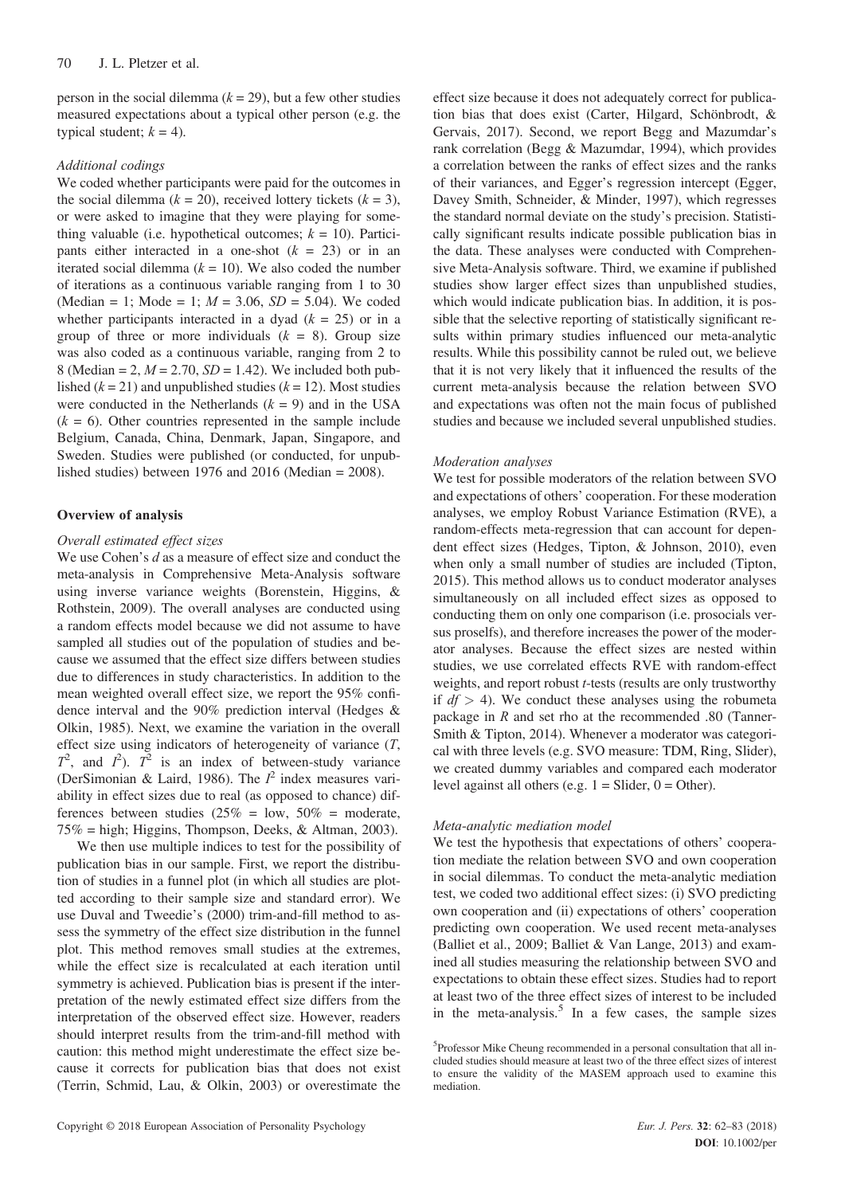person in the social dilemma ($k = 29$), but a few other studies measured expectations about a typical other person (e.g. the typical student; $k = 4$).

*Additional codings*

We coded whether participants were paid for the outcomes in the social dilemma ($k = 20$), received lottery tickets ($k = 3$), or were asked to imagine that they were playing for something valuable (i.e. hypothetical outcomes; $k = 10$). Participants either interacted in a one-shot ($k = 23$) or in an iterated social dilemma ($k = 10$). We also coded the number of iterations as a continuous variable ranging from 1 to 30 (Median = 1; Mode = 1; $M = 3.06$, $SD = 5.04$). We coded whether participants interacted in a dyad ($k = 25$) or in a group of three or more individuals ($k = 8$). Group size was also coded as a continuous variable, ranging from 2 to 8 (Median = 2, $M = 2.70$, $SD = 1.42$). We included both published ($k = 21$) and unpublished studies ($k = 12$). Most studies were conducted in the Netherlands ($k = 9$) and in the USA ($k = 6$). Other countries represented in the sample include Belgium, Canada, China, Denmark, Japan, Singapore, and Sweden. Studies were published (or conducted, for unpublished studies) between 1976 and 2016 (Median = 2008).

### Overview of analysis

*Overall estimated effect sizes*

We use Cohen's $d$ as a measure of effect size and conduct the meta-analysis in Comprehensive Meta-Analysis software using inverse variance weights (Borenstein, Higgins, & Rothstein, 2009). The overall analyses are conducted using a random effects model because we did not assume to have sampled all studies out of the population of studies and because we assumed that the effect size differs between studies due to differences in study characteristics. In addition to the mean weighted overall effect size, we report the 95% confidence interval and the 90% prediction interval (Hedges & Olkin, 1985). Next, we examine the variation in the overall effect size using indicators of heterogeneity of variance ($T$, $T^2$, and $I^2$). $T^2$ is an index of between-study variance (DerSimonian & Laird, 1986). The $I^2$ index measures variability in effect sizes due to real (as opposed to chance) differences between studies (25% = low, 50% = moderate, 75% = high; Higgins, Thompson, Deeks, & Altman, 2003).

We then use multiple indices to test for the possibility of publication bias in our sample. First, we report the distribution of studies in a funnel plot (in which all studies are plotted according to their sample size and standard error). We use Duval and Tweedie's (2000) trim-and-fill method to assess the symmetry of the effect size distribution in the funnel plot. This method removes small studies at the extremes, while the effect size is recalculated at each iteration until symmetry is achieved. Publication bias is present if the interpretation of the newly estimated effect size differs from the interpretation of the observed effect size. However, readers should interpret results from the trim-and-fill method with caution: this method might underestimate the effect size because it corrects for publication bias that does not exist (Terrin, Schmid, Lau, & Olkin, 2003) or overestimate the effect size because it does not adequately correct for publication bias that does exist (Carter, Hilgard, Schönbrodt, & Gervais, 2017). Second, we report Begg and Mazumdar's rank correlation (Begg & Mazumdar, 1994), which provides a correlation between the ranks of effect sizes and the ranks of their variances, and Egger's regression intercept (Egger, Davey Smith, Schneider, & Minder, 1997), which regresses the standard normal deviate on the study's precision. Statistically significant results indicate possible publication bias in the data. These analyses were conducted with Comprehensive Meta-Analysis software. Third, we examine if published studies show larger effect sizes than unpublished studies, which would indicate publication bias. In addition, it is possible that the selective reporting of statistically significant results within primary studies influenced our meta-analytic results. While this possibility cannot be ruled out, we believe that it is not very likely that it influenced the results of the current meta-analysis because the relation between SVO and expectations was often not the main focus of published studies and because we included several unpublished studies.

*Moderation analyses*

We test for possible moderators of the relation between SVO and expectations of others' cooperation. For these moderation analyses, we employ Robust Variance Estimation (RVE), a random-effects meta-regression that can account for dependent effect sizes (Hedges, Tipton, & Johnson, 2010), even when only a small number of studies are included (Tipton, 2015). This method allows us to conduct moderator analyses simultaneously on all included effect sizes as opposed to conducting them on only one comparison (i.e. prosocials versus proselfs), and therefore increases the power of the moderator analyses. Because the effect sizes are nested within studies, we use correlated effects RVE with random-effect weights, and report robust $t$-tests (results are only trustworthy if $df > 4$). We conduct these analyses using the robumeta package in $R$ and set rho at the recommended .80 (Tanner-Smith & Tipton, 2014). Whenever a moderator was categorical with three levels (e.g. SVO measure: TDM, Ring, Slider), we created dummy variables and compared each moderator level against all others (e.g. 1 = Slider, 0 = Other).

*Meta-analytic mediation model*

We test the hypothesis that expectations of others' cooperation mediate the relation between SVO and own cooperation in social dilemmas. To conduct the meta-analytic mediation test, we coded two additional effect sizes: (i) SVO predicting own cooperation and (ii) expectations of others' cooperation predicting own cooperation. We used recent meta-analyses (Balliet et al., 2009; Balliet & Van Lange, 2013) and examined all studies measuring the relationship between SVO and expectations to obtain these effect sizes. Studies had to report at least two of the three effect sizes of interest to be included in the meta-analysis.[5] In a few cases, the sample sizes

[5]Professor Mike Cheung recommended in a personal consultation that all included studies should measure at least two of the three effect sizes of interest to ensure the validity of the MASEM approach used to examine this mediation.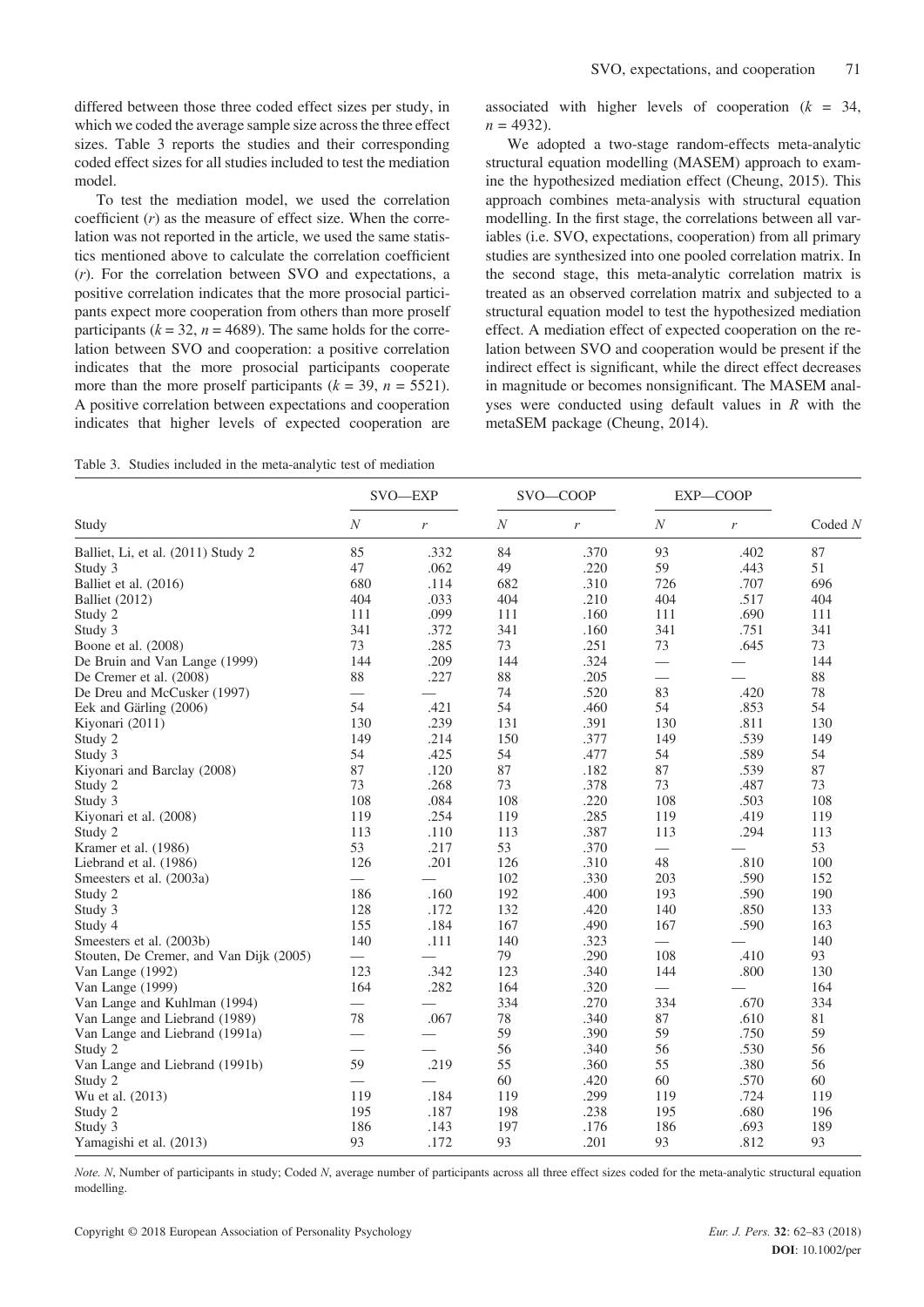differed between those three coded effect sizes per study, in which we coded the average sample size across the three effect sizes. Table 3 reports the studies and their corresponding coded effect sizes for all studies included to test the mediation model.

To test the mediation model, we used the correlation coefficient ($r$) as the measure of effect size. When the correlation was not reported in the article, we used the same statistics mentioned above to calculate the correlation coefficient ($r$). For the correlation between SVO and expectations, a positive correlation indicates that the more prosocial participants expect more cooperation from others than more proself participants ($k = 32$, $n = 4689$). The same holds for the correlation between SVO and cooperation: a positive correlation indicates that the more prosocial participants cooperate more than the more proself participants ($k = 39$, $n = 5521$). A positive correlation between expectations and cooperation indicates that higher levels of expected cooperation are associated with higher levels of cooperation ($k = 34$, $n = 4932$).

We adopted a two-stage random-effects meta-analytic structural equation modelling (MASEM) approach to examine the hypothesized mediation effect (Cheung, 2015). This approach combines meta-analysis with structural equation modelling. In the first stage, the correlations between all variables (i.e. SVO, expectations, cooperation) from all primary studies are synthesized into one pooled correlation matrix. In the second stage, this meta-analytic correlation matrix is treated as an observed correlation matrix and subjected to a structural equation model to test the hypothesized mediation effect. A mediation effect of expected cooperation on the relation between SVO and cooperation would be present if the indirect effect is significant, while the direct effect decreases in magnitude or becomes nonsignificant. The MASEM analyses were conducted using default values in *R* with the metaSEM package (Cheung, 2014).

Table 3. Studies included in the meta-analytic test of mediation

| Study | SVO—EXP | | SVO—COOP | | EXP—COOP | | Coded *N* |
|---|---|---|---|---|---|---|---|
| | *N* | *r* | *N* | *r* | *N* | *r* | |
| Balliet, Li, et al. (2011) Study 2 | 85 | .332 | 84 | .370 | 93 | .402 | 87 |
| Study 3 | 47 | .062 | 49 | .220 | 59 | .443 | 51 |
| Balliet et al. (2016) | 680 | .114 | 682 | .310 | 726 | .707 | 696 |
| Balliet (2012) | 404 | .033 | 404 | .210 | 404 | .517 | 404 |
| Study 2 | 111 | .099 | 111 | .160 | 111 | .690 | 111 |
| Study 3 | 341 | .372 | 341 | .160 | 341 | .751 | 341 |
| Boone et al. (2008) | 73 | .285 | 73 | .251 | 73 | .645 | 73 |
| De Bruin and Van Lange (1999) | 144 | .209 | 144 | .324 | — | — | 144 |
| De Cremer et al. (2008) | 88 | .227 | 88 | .205 | — | — | 88 |
| De Dreu and McCusker (1997) | — | — | 74 | .520 | 83 | .420 | 78 |
| Eek and Gärling (2006) | 54 | .421 | 54 | .460 | 54 | .853 | 54 |
| Kiyonari (2011) | 130 | .239 | 131 | .391 | 130 | .811 | 130 |
| Study 2 | 149 | .214 | 150 | .377 | 149 | .539 | 149 |
| Study 3 | 54 | .425 | 54 | .477 | 54 | .589 | 54 |
| Kiyonari and Barclay (2008) | 87 | .120 | 87 | .182 | 87 | .539 | 87 |
| Study 2 | 73 | .268 | 73 | .378 | 73 | .487 | 73 |
| Study 3 | 108 | .084 | 108 | .220 | 108 | .503 | 108 |
| Kiyonari et al. (2008) | 119 | .254 | 119 | .285 | 119 | .419 | 119 |
| Study 2 | 113 | .110 | 113 | .387 | 113 | .294 | 113 |
| Kramer et al. (1986) | 53 | .217 | 53 | .370 | — | — | 53 |
| Liebrand et al. (1986) | 126 | .201 | 126 | .310 | 48 | .810 | 100 |
| Smeesters et al. (2003a) | — | — | 102 | .330 | 203 | .590 | 152 |
| Study 2 | 186 | .160 | 192 | .400 | 193 | .590 | 190 |
| Study 3 | 128 | .172 | 132 | .420 | 140 | .850 | 133 |
| Study 4 | 155 | .184 | 167 | .490 | 167 | .590 | 163 |
| Smeesters et al. (2003b) | 140 | .111 | 140 | .323 | — | — | 140 |
| Stouten, De Cremer, and Van Dijk (2005) | — | — | 79 | .290 | 108 | .410 | 93 |
| Van Lange (1992) | 123 | .342 | 123 | .340 | 144 | .800 | 130 |
| Van Lange (1999) | 164 | .282 | 164 | .320 | — | — | 164 |
| Van Lange and Kuhlman (1994) | — | — | 334 | .270 | 334 | .670 | 334 |
| Van Lange and Liebrand (1989) | 78 | .067 | 78 | .340 | 87 | .610 | 81 |
| Van Lange and Liebrand (1991a) | — | — | 59 | .390 | 59 | .750 | 59 |
| Study 2 | — | — | 56 | .340 | 56 | .530 | 56 |
| Van Lange and Liebrand (1991b) | 59 | .219 | 55 | .360 | 55 | .380 | 56 |
| Study 2 | — | — | 60 | .420 | 60 | .570 | 60 |
| Wu et al. (2013) | 119 | .184 | 119 | .299 | 119 | .724 | 119 |
| Study 2 | 195 | .187 | 198 | .238 | 195 | .680 | 196 |
| Study 3 | 186 | .143 | 197 | .176 | 186 | .693 | 189 |
| Yamagishi et al. (2013) | 93 | .172 | 93 | .201 | 93 | .812 | 93 |

*Note. N*, Number of participants in study; Coded *N*, average number of participants across all three effect sizes coded for the meta-analytic structural equation modelling.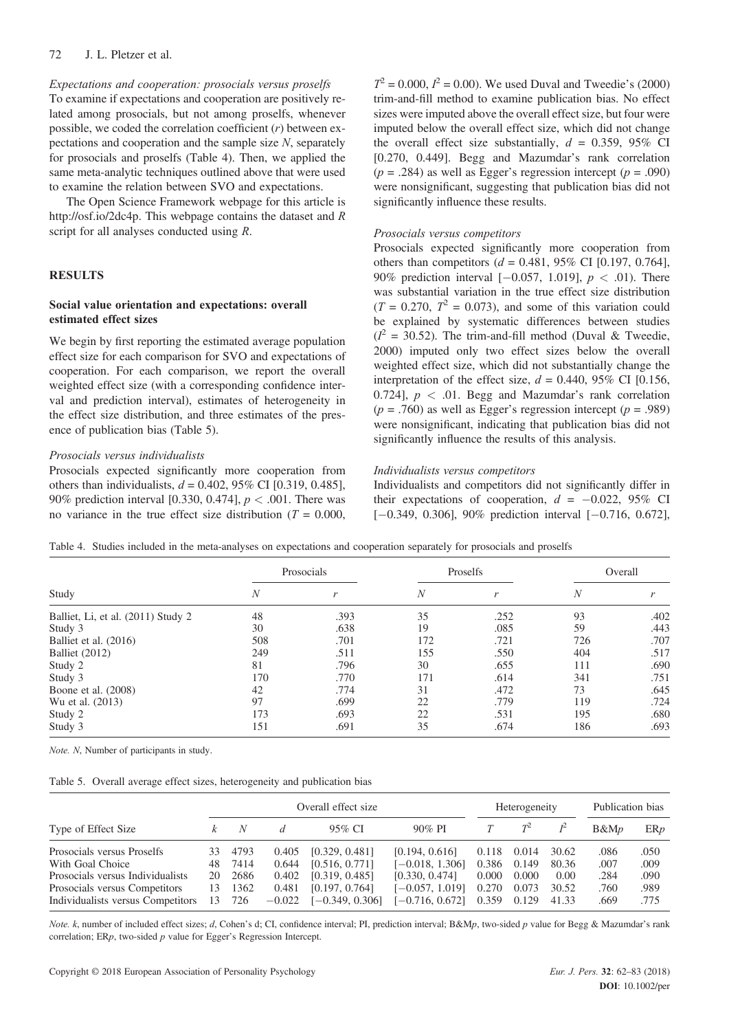*Expectations and cooperation: prosocials versus proselfs*

To examine if expectations and cooperation are positively related among prosocials, but not among proselfs, whenever possible, we coded the correlation coefficient ($r$) between expectations and cooperation and the sample size $N$, separately for prosocials and proselfs (Table 4). Then, we applied the same meta-analytic techniques outlined above that were used to examine the relation between SVO and expectations.

The Open Science Framework webpage for this article is http://osf.io/2dc4p. This webpage contains the dataset and *R* script for all analyses conducted using *R*.

## RESULTS

### Social value orientation and expectations: overall estimated effect sizes

We begin by first reporting the estimated average population effect size for each comparison for SVO and expectations of cooperation. For each comparison, we report the overall weighted effect size (with a corresponding confidence interval and prediction interval), estimates of heterogeneity in the effect size distribution, and three estimates of the presence of publication bias (Table 5).

*Prosocials versus individualists*

Prosocials expected significantly more cooperation from others than individualists, $d = 0.402$, 95% CI [0.319, 0.485], 90% prediction interval [0.330, 0.474], $p < .001$. There was no variance in the true effect size distribution ($T = 0.000$, $T^2 = 0.000$, $I^2 = 0.00$). We used Duval and Tweedie's (2000) trim-and-fill method to examine publication bias. No effect sizes were imputed above the overall effect size, but four were imputed below the overall effect size, which did not change the overall effect size substantially, $d = 0.359$, 95% CI [0.270, 0.449]. Begg and Mazumdar's rank correlation ($p = .284$) as well as Egger's regression intercept ($p = .090$) were nonsignificant, suggesting that publication bias did not significantly influence these results.

*Prosocials versus competitors*

Prosocials expected significantly more cooperation from others than competitors ($d = 0.481$, 95% CI [0.197, 0.764], 90% prediction interval [−0.057, 1.019], $p < .01$). There was substantial variation in the true effect size distribution ($T = 0.270$, $T^2 = 0.073$), and some of this variation could be explained by systematic differences between studies ($I^2 = 30.52$). The trim-and-fill method (Duval & Tweedie, 2000) imputed only two effect sizes below the overall weighted effect size, which did not substantially change the interpretation of the effect size, $d = 0.440$, 95% CI [0.156, 0.724], $p < .01$. Begg and Mazumdar's rank correlation ($p = .760$) as well as Egger's regression intercept ($p = .989$) were nonsignificant, indicating that publication bias did not significantly influence the results of this analysis.

*Individualists versus competitors*

Individualists and competitors did not significantly differ in their expectations of cooperation, $d = -0.022$, 95% CI [−0.349, 0.306], 90% prediction interval [−0.716, 0.672],

Table 4. Studies included in the meta-analyses on expectations and cooperation separately for prosocials and proselfs

| Study | Prosocials | | Proselfs | | Overall | |
|---|---|---|---|---|---|---|
| | $N$ | $r$ | $N$ | $r$ | $N$ | $r$ |
| Balliet, Li, et al. (2011) Study 2 | 48 | .393 | 35 | .252 | 93 | .402 |
| Study 3 | 30 | .638 | 19 | .085 | 59 | .443 |
| Balliet et al. (2016) | 508 | .701 | 172 | .721 | 726 | .707 |
| Balliet (2012) | 249 | .511 | 155 | .550 | 404 | .517 |
| Study 2 | 81 | .796 | 30 | .655 | 111 | .690 |
| Study 3 | 170 | .770 | 171 | .614 | 341 | .751 |
| Boone et al. (2008) | 42 | .774 | 31 | .472 | 73 | .645 |
| Wu et al. (2013) | 97 | .699 | 22 | .779 | 119 | .724 |
| Study 2 | 173 | .693 | 22 | .531 | 195 | .680 |
| Study 3 | 151 | .691 | 35 | .674 | 186 | .693 |

*Note. N*, Number of participants in study.

Table 5. Overall average effect sizes, heterogeneity and publication bias

| Type of Effect Size | Overall effect size | | | | | Heterogeneity | | | Publication bias | |
|---|---|---|---|---|---|---|---|---|---|---|
| | $k$ | $N$ | $d$ | 95% CI | 90% PI | $T$ | $T^2$ | $I^2$ | B&M$p$ | ER$p$ |
| Prosocials versus Proselfs | 33 | 4793 | 0.405 | [0.329, 0.481] | [0.194, 0.616] | 0.118 | 0.014 | 30.62 | .086 | .050 |
| With Goal Choice | 48 | 7414 | 0.644 | [0.516, 0.771] | [−0.018, 1.306] | 0.386 | 0.149 | 80.36 | .007 | .009 |
| Prosocials versus Individualists | 20 | 2686 | 0.402 | [0.319, 0.485] | [0.330, 0.474] | 0.000 | 0.000 | 0.00 | .284 | .090 |
| Prosocials versus Competitors | 13 | 1362 | 0.481 | [0.197, 0.764] | [−0.057, 1.019] | 0.270 | 0.073 | 30.52 | .760 | .989 |
| Individualists versus Competitors | 13 | 726 | −0.022 | [−0.349, 0.306] | [−0.716, 0.672] | 0.359 | 0.129 | 41.33 | .669 | .775 |

*Note. k*, number of included effect sizes; *d*, Cohen's d; CI, confidence interval; PI, prediction interval; B&M*p*, two-sided *p* value for Begg & Mazumdar's rank correlation; ER*p*, two-sided *p* value for Egger's Regression Intercept.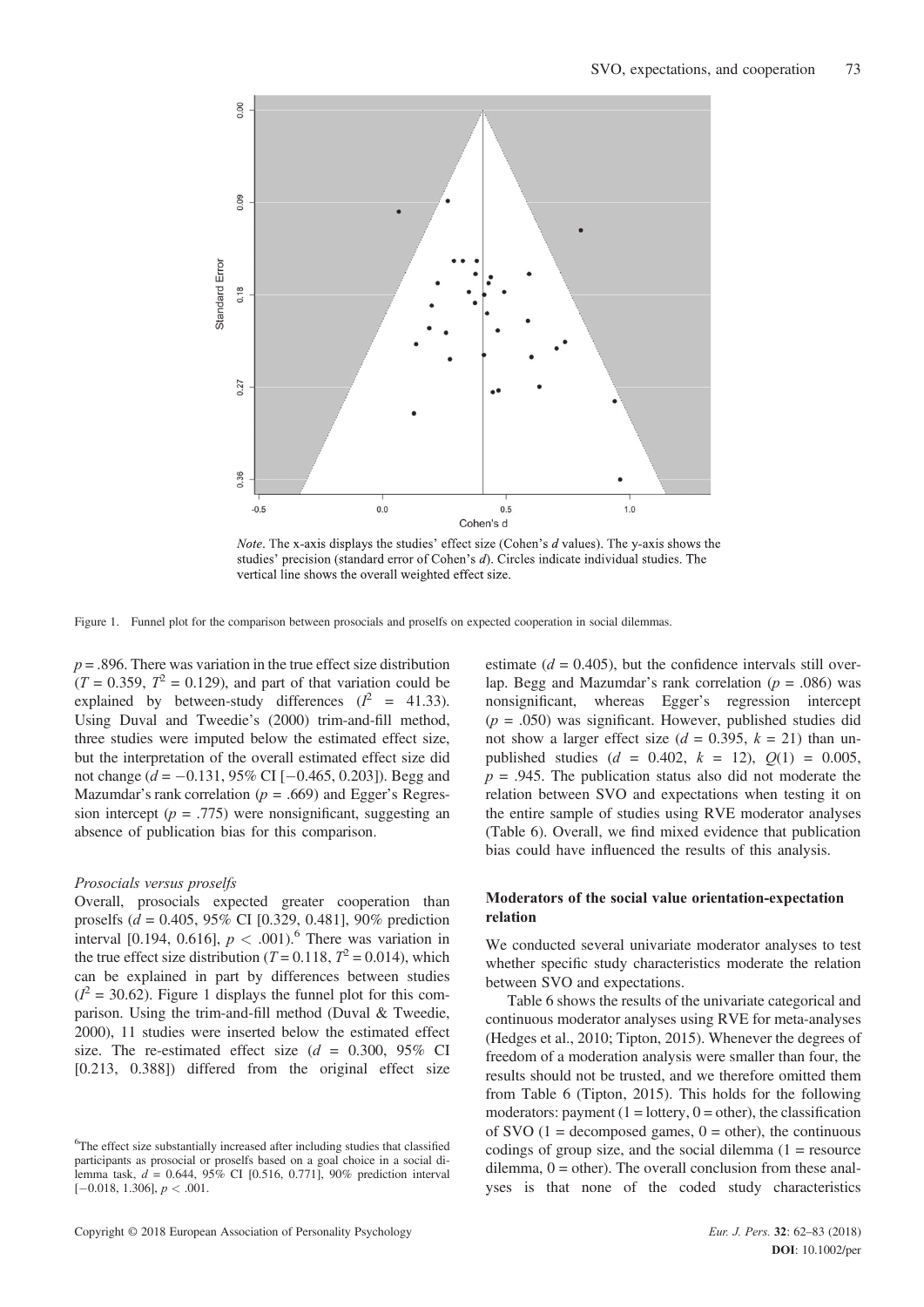*Note*. The x-axis displays the studies' effect size (Cohen's *d* values). The y-axis shows the studies' precision (standard error of Cohen's *d*). Circles indicate individual studies. The vertical line shows the overall weighted effect size.

Figure 1. Funnel plot for the comparison between prosocials and proselfs on expected cooperation in social dilemmas.

$p = .896$. There was variation in the true effect size distribution ($T = 0.359$, $T^2 = 0.129$), and part of that variation could be explained by between-study differences ($I^2 = 41.33$). Using Duval and Tweedie's (2000) trim-and-fill method, three studies were imputed below the estimated effect size, but the interpretation of the overall estimated effect size did not change ($d = -0.131$, 95% CI [−0.465, 0.203]). Begg and Mazumdar's rank correlation ($p = .669$) and Egger's Regression intercept ($p = .775$) were nonsignificant, suggesting an absence of publication bias for this comparison.

*Prosocials versus proselfs*

Overall, prosocials expected greater cooperation than proselfs ($d = 0.405$, 95% CI [0.329, 0.481], 90% prediction interval [0.194, 0.616], $p < .001$).[6] There was variation in the true effect size distribution ($T = 0.118$, $T^2 = 0.014$), which can be explained in part by differences between studies ($I^2 = 30.62$). Figure 1 displays the funnel plot for this comparison. Using the trim-and-fill method (Duval & Tweedie, 2000), 11 studies were inserted below the estimated effect size. The re-estimated effect size ($d = 0.300$, 95% CI [0.213, 0.388]) differed from the original effect size estimate ($d = 0.405$), but the confidence intervals still overlap. Begg and Mazumdar's rank correlation ($p = .086$) was nonsignificant, whereas Egger's regression intercept ($p = .050$) was significant. However, published studies did not show a larger effect size ($d = 0.395$, $k = 21$) than unpublished studies ($d = 0.402$, $k = 12$), $Q(1) = 0.005$, $p = .945$. The publication status also did not moderate the relation between SVO and expectations when testing it on the entire sample of studies using RVE moderator analyses (Table 6). Overall, we find mixed evidence that publication bias could have influenced the results of this analysis.

### Moderators of the social value orientation-expectation relation

We conducted several univariate moderator analyses to test whether specific study characteristics moderate the relation between SVO and expectations.

Table 6 shows the results of the univariate categorical and continuous moderator analyses using RVE for meta-analyses (Hedges et al., 2010; Tipton, 2015). Whenever the degrees of freedom of a moderation analysis were smaller than four, the results should not be trusted, and we therefore omitted them from Table 6 (Tipton, 2015). This holds for the following moderators: payment (1 = lottery, 0 = other), the classification of SVO (1 = decomposed games, 0 = other), the continuous codings of group size, and the social dilemma (1 = resource dilemma, 0 = other). The overall conclusion from these analyses is that none of the coded study characteristics

[6] The effect size substantially increased after including studies that classified participants as prosocial or proselfs based on a goal choice in a social dilemma task, $d = 0.644$, 95% CI [0.516, 0.771], 90% prediction interval [−0.018, 1.306], $p < .001$.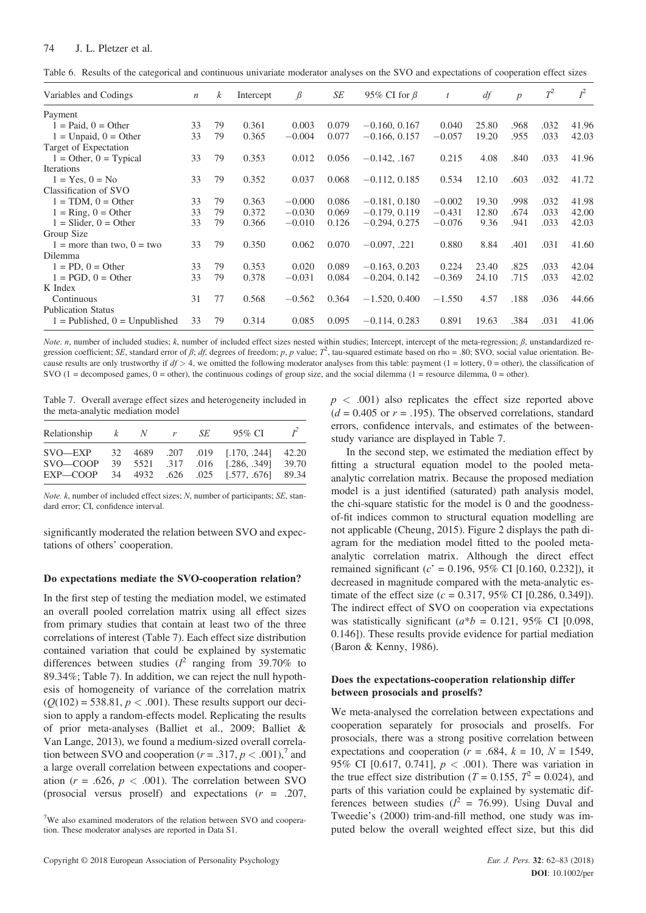Table 6. Results of the categorical and continuous univariate moderator analyses on the SVO and expectations of cooperation effect sizes

| Variables and Codings | $n$ | $k$ | Intercept | $\beta$ | $SE$ | 95% CI for $\beta$ | $t$ | $df$ | $p$ | $T^2$ | $I^2$ |
|---|---|---|---|---|---|---|---|---|---|---|---|
| Payment | | | | | | | | | | | |
| 1 = Paid, 0 = Other | 33 | 79 | 0.361 | 0.003 | 0.079 | −0.160, 0.167 | 0.040 | 25.80 | .968 | .032 | 41.96 |
| 1 = Unpaid, 0 = Other | 33 | 79 | 0.365 | −0.004 | 0.077 | −0.166, 0.157 | −0.057 | 19.20 | .955 | .033 | 42.03 |
| Target of Expectation | | | | | | | | | | | |
| 1 = Other, 0 = Typical | 33 | 79 | 0.353 | 0.012 | 0.056 | −0.142, .167 | 0.215 | 4.08 | .840 | .033 | 41.96 |
| Iterations | | | | | | | | | | | |
| 1 = Yes, 0 = No | 33 | 79 | 0.352 | 0.037 | 0.068 | −0.112, 0.185 | 0.534 | 12.10 | .603 | .032 | 41.72 |
| Classification of SVO | | | | | | | | | | | |
| 1 = TDM, 0 = Other | 33 | 79 | 0.363 | −0.000 | 0.086 | −0.181, 0.180 | −0.002 | 19.30 | .998 | .032 | 41.98 |
| 1 = Ring, 0 = Other | 33 | 79 | 0.372 | −0.030 | 0.069 | −0.179, 0.119 | −0.431 | 12.80 | .674 | .033 | 42.00 |
| 1 = Slider, 0 = Other | 33 | 79 | 0.366 | −0.010 | 0.126 | −0.294, 0.275 | −0.076 | 9.36 | .941 | .033 | 42.03 |
| Group Size | | | | | | | | | | | |
| 1 = more than two, 0 = two | 33 | 79 | 0.350 | 0.062 | 0.070 | −0.097, .221 | 0.880 | 8.84 | .401 | .031 | 41.60 |
| Dilemma | | | | | | | | | | | |
| 1 = PD, 0 = Other | 33 | 79 | 0.353 | 0.020 | 0.089 | −0.163, 0.203 | 0.224 | 23.40 | .825 | .033 | 42.04 |
| 1 = PGD, 0 = Other | 33 | 79 | 0.378 | −0.031 | 0.084 | −0.204, 0.142 | −0.369 | 24.10 | .715 | .033 | 42.02 |
| K Index | | | | | | | | | | | |
| Continuous | 31 | 77 | 0.568 | −0.562 | 0.364 | −1.520, 0.400 | −1.550 | 4.57 | .188 | .036 | 44.66 |
| Publication Status | | | | | | | | | | | |
| 1 = Published, 0 = Unpublished | 33 | 79 | 0.314 | 0.085 | 0.095 | −0.114, 0.283 | 0.891 | 19.63 | .384 | .031 | 41.06 |

*Note*. $n$, number of included studies; $k$, number of included effect sizes nested within studies; Intercept, intercept of the meta-regression; $\beta$, unstandardized regression coefficient; $SE$, standard error of $\beta$; $df$, degrees of freedom; $p$, $p$ value; $T^2$, tau-squared estimate based on rho = .80; SVO, social value orientation. Because results are only trustworthy if $df > 4$, we omitted the following moderator analyses from this table: payment (1 = lottery, 0 = other), the classification of SVO (1 = decomposed games, 0 = other), the continuous codings of group size, and the social dilemma (1 = resource dilemma, 0 = other).

Table 7. Overall average effect sizes and heterogeneity included in the meta-analytic mediation model

| Relationship | $k$ | $N$ | $r$ | $SE$ | 95% CI | $I^2$ |
|---|---|---|---|---|---|---|
| SVO—EXP | 32 | 4689 | .207 | .019 | [.170, .244] | 42.20 |
| SVO—COOP | 39 | 5521 | .317 | .016 | [.286, .349] | 39.70 |
| EXP—COOP | 34 | 4932 | .626 | .025 | [.577, .676] | 89.34 |

*Note*. $k$, number of included effect sizes; $N$, number of participants; $SE$, standard error; CI, confidence interval.

significantly moderated the relation between SVO and expectations of others' cooperation.

### Do expectations mediate the SVO-cooperation relation?

In the first step of testing the mediation model, we estimated an overall pooled correlation matrix using all effect sizes from primary studies that contain at least two of the three correlations of interest (Table 7). Each effect size distribution contained variation that could be explained by systematic differences between studies ($I^2$ ranging from 39.70% to 89.34%; Table 7). In addition, we can reject the null hypothesis of homogeneity of variance of the correlation matrix ($Q(102) = 538.81$, $p < .001$). These results support our decision to apply a random-effects model. Replicating the results of prior meta-analyses (Balliet et al., 2009; Balliet & Van Lange, 2013), we found a medium-sized overall correlation between SVO and cooperation ($r = .317$, $p < .001$),[7] and a large overall correlation between expectations and cooperation ($r = .626$, $p < .001$). The correlation between SVO (prosocial versus proself) and expectations ($r = .207$, $p < .001$) also replicates the effect size reported above ($d = 0.405$ or $r = .195$). The observed correlations, standard errors, confidence intervals, and estimates of the between-study variance are displayed in Table 7.

In the second step, we estimated the mediation effect by fitting a structural equation model to the pooled meta-analytic correlation matrix. Because the proposed mediation model is a just identified (saturated) path analysis model, the chi-square statistic for the model is 0 and the goodness-of-fit indices common to structural equation modelling are not applicable (Cheung, 2015). Figure 2 displays the path diagram for the mediation model fitted to the pooled meta-analytic correlation matrix. Although the direct effect remained significant ($c' = 0.196$, 95% CI [0.160, 0.232]), it decreased in magnitude compared with the meta-analytic estimate of the effect size ($c = 0.317$, 95% CI [0.286, 0.349]). The indirect effect of SVO on cooperation via expectations was statistically significant ($a*b = 0.121$, 95% CI [0.098, 0.146]). These results provide evidence for partial mediation (Baron & Kenny, 1986).

### Does the expectations-cooperation relationship differ between prosocials and proselfs?

We meta-analysed the correlation between expectations and cooperation separately for prosocials and proselfs. For prosocials, there was a strong positive correlation between expectations and cooperation ($r = .684$, $k = 10$, $N = 1549$, 95% CI [0.617, 0.741], $p < .001$). There was variation in the true effect size distribution ($T = 0.155$, $T^2 = 0.024$), and parts of this variation could be explained by systematic differences between studies ($I^2 = 76.99$). Using Duval and Tweedie's (2000) trim-and-fill method, one study was imputed below the overall weighted effect size, but this did

[7] We also examined moderators of the relation between SVO and cooperation. These moderator analyses are reported in Data S1.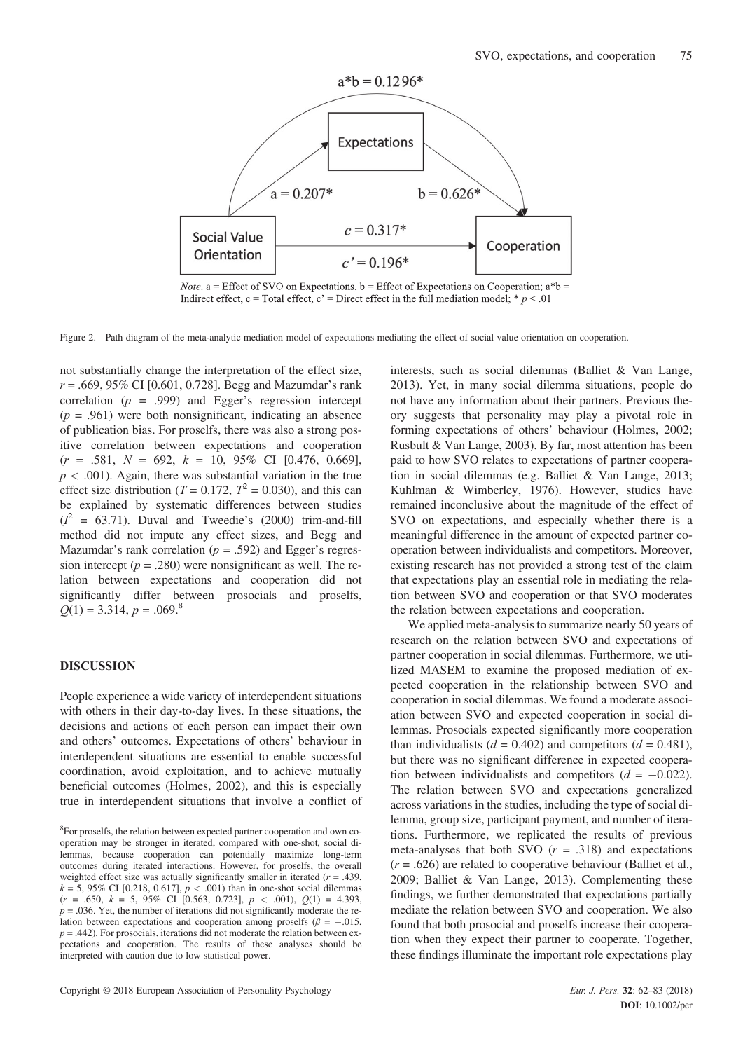a*b = 0.1296*

Expectations

a = 0.207*    b = 0.626*

Social Value Orientation    $c = 0.317*$    Cooperation
$c' = 0.196*$

*Note*. a = Effect of SVO on Expectations, b = Effect of Expectations on Cooperation; a*b = Indirect effect, c = Total effect, c' = Direct effect in the full mediation model; * $p < .01$

Figure 2. Path diagram of the meta-analytic mediation model of expectations mediating the effect of social value orientation on cooperation.

not substantially change the interpretation of the effect size, $r = .669$, 95% CI [0.601, 0.728]. Begg and Mazumdar's rank correlation ($p = .999$) and Egger's regression intercept ($p = .961$) were both nonsignificant, indicating an absence of publication bias. For proselfs, there was also a strong positive correlation between expectations and cooperation ($r = .581$, $N = 692$, $k = 10$, 95% CI [0.476, 0.669], $p < .001$). Again, there was substantial variation in the true effect size distribution ($T = 0.172$, $T^2 = 0.030$), and this can be explained by systematic differences between studies ($I^2 = 63.71$). Duval and Tweedie's (2000) trim-and-fill method did not impute any effect sizes, and Begg and Mazumdar's rank correlation ($p = .592$) and Egger's regression intercept ($p = .280$) were nonsignificant as well. The relation between expectations and cooperation did not significantly differ between prosocials and proselfs, $Q(1) = 3.314$, $p = .069$.[8]

## DISCUSSION

People experience a wide variety of interdependent situations with others in their day-to-day lives. In these situations, the decisions and actions of each person can impact their own and others' outcomes. Expectations of others' behaviour in interdependent situations are essential to enable successful coordination, avoid exploitation, and to achieve mutually beneficial outcomes (Holmes, 2002), and this is especially true in interdependent situations that involve a conflict of interests, such as social dilemmas (Balliet & Van Lange, 2013). Yet, in many social dilemma situations, people do not have any information about their partners. Previous theory suggests that personality may play a pivotal role in forming expectations of others' behaviour (Holmes, 2002; Rusbult & Van Lange, 2003). By far, most attention has been paid to how SVO relates to expectations of partner cooperation in social dilemmas (e.g. Balliet & Van Lange, 2013; Kuhlman & Wimberley, 1976). However, studies have remained inconclusive about the magnitude of the effect of SVO on expectations, and especially whether there is a meaningful difference in the amount of expected partner cooperation between individualists and competitors. Moreover, existing research has not provided a strong test of the claim that expectations play an essential role in mediating the relation between SVO and cooperation or that SVO moderates the relation between expectations and cooperation.

We applied meta-analysis to summarize nearly 50 years of research on the relation between SVO and expectations of partner cooperation in social dilemmas. Furthermore, we utilized MASEM to examine the proposed mediation of expected cooperation in the relationship between SVO and cooperation in social dilemmas. We found a moderate association between SVO and expected cooperation in social dilemmas. Prosocials expected significantly more cooperation than individualists ($d = 0.402$) and competitors ($d = 0.481$), but there was no significant difference in expected cooperation between individualists and competitors ($d = -0.022$). The relation between SVO and expectations generalized across variations in the studies, including the type of social dilemma, group size, participant payment, and number of iterations. Furthermore, we replicated the results of previous meta-analyses that both SVO ($r = .318$) and expectations ($r = .626$) are related to cooperative behaviour (Balliet et al., 2009; Balliet & Van Lange, 2013). Complementing these findings, we further demonstrated that expectations partially mediate the relation between SVO and cooperation. We also found that both prosocial and proselfs increase their cooperation when they expect their partner to cooperate. Together, these findings illuminate the important role expectations play

[8]For proselfs, the relation between expected partner cooperation and own cooperation may be stronger in iterated, compared with one-shot, social dilemmas, because cooperation can potentially maximize long-term outcomes during iterated interactions. However, for proselfs, the overall weighted effect size was actually significantly smaller in iterated ($r = .439$, $k = 5$, 95% CI [0.218, 0.617], $p < .001$) than in one-shot social dilemmas ($r = .650$, $k = 5$, 95% CI [0.563, 0.723], $p < .001$), $Q(1) = 4.393$, $p = .036$. Yet, the number of iterations did not significantly moderate the relation between expectations and cooperation among proselfs ($\beta = -.015$, $p = .442$). For prosocials, iterations did not moderate the relation between expectations and cooperation. The results of these analyses should be interpreted with caution due to low statistical power.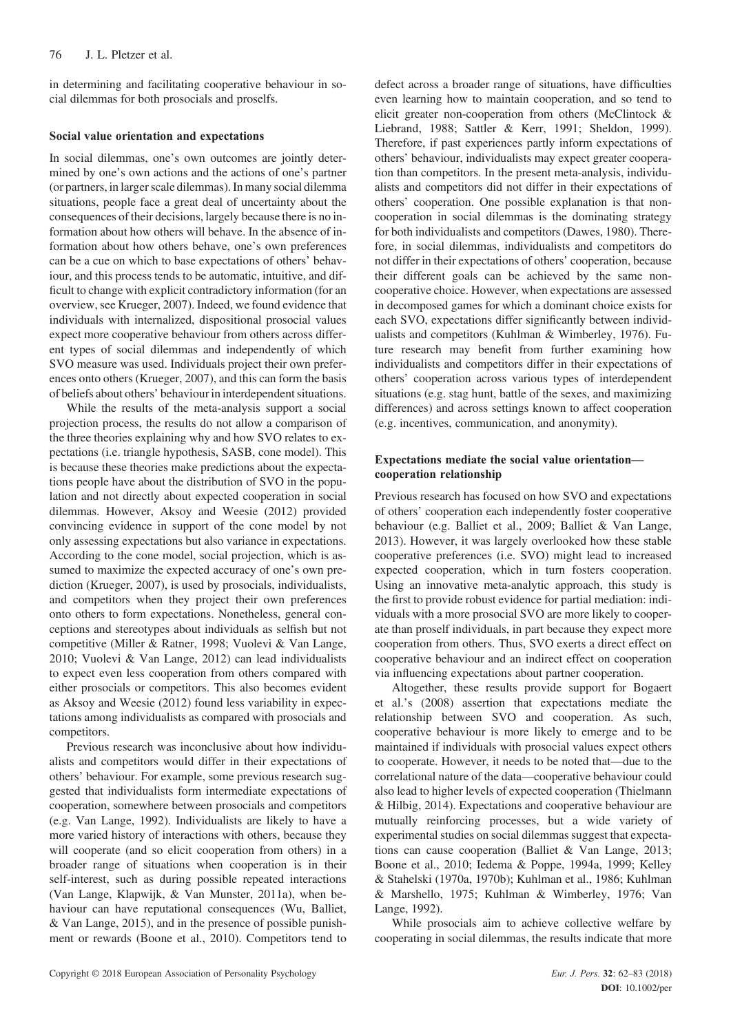in determining and facilitating cooperative behaviour in social dilemmas for both prosocials and proselfs.

### Social value orientation and expectations

In social dilemmas, one's own outcomes are jointly determined by one's own actions and the actions of one's partner (or partners, in larger scale dilemmas). In many social dilemma situations, people face a great deal of uncertainty about the consequences of their decisions, largely because there is no information about how others will behave. In the absence of information about how others behave, one's own preferences can be a cue on which to base expectations of others' behaviour, and this process tends to be automatic, intuitive, and difficult to change with explicit contradictory information (for an overview, see Krueger, 2007). Indeed, we found evidence that individuals with internalized, dispositional prosocial values expect more cooperative behaviour from others across different types of social dilemmas and independently of which SVO measure was used. Individuals project their own preferences onto others (Krueger, 2007), and this can form the basis of beliefs about others' behaviour in interdependent situations.

While the results of the meta-analysis support a social projection process, the results do not allow a comparison of the three theories explaining why and how SVO relates to expectations (i.e. triangle hypothesis, SASB, cone model). This is because these theories make predictions about the expectations people have about the distribution of SVO in the population and not directly about expected cooperation in social dilemmas. However, Aksoy and Weesie (2012) provided convincing evidence in support of the cone model by not only assessing expectations but also variance in expectations. According to the cone model, social projection, which is assumed to maximize the expected accuracy of one's own prediction (Krueger, 2007), is used by prosocials, individualists, and competitors when they project their own preferences onto others to form expectations. Nonetheless, general conceptions and stereotypes about individuals as selfish but not competitive (Miller & Ratner, 1998; Vuolevi & Van Lange, 2010; Vuolevi & Van Lange, 2012) can lead individualists to expect even less cooperation from others compared with either prosocials or competitors. This also becomes evident as Aksoy and Weesie (2012) found less variability in expectations among individualists as compared with prosocials and competitors.

Previous research was inconclusive about how individualists and competitors would differ in their expectations of others' behaviour. For example, some previous research suggested that individualists form intermediate expectations of cooperation, somewhere between prosocials and competitors (e.g. Van Lange, 1992). Individualists are likely to have a more varied history of interactions with others, because they will cooperate (and so elicit cooperation from others) in a broader range of situations when cooperation is in their self-interest, such as during possible repeated interactions (Van Lange, Klapwijk, & Van Munster, 2011a), when behaviour can have reputational consequences (Wu, Balliet, & Van Lange, 2015), and in the presence of possible punishment or rewards (Boone et al., 2010). Competitors tend to defect across a broader range of situations, have difficulties even learning how to maintain cooperation, and so tend to elicit greater non-cooperation from others (McClintock & Liebrand, 1988; Sattler & Kerr, 1991; Sheldon, 1999). Therefore, if past experiences partly inform expectations of others' behaviour, individualists may expect greater cooperation than competitors. In the present meta-analysis, individualists and competitors did not differ in their expectations of others' cooperation. One possible explanation is that non-cooperation in social dilemmas is the dominating strategy for both individualists and competitors (Dawes, 1980). Therefore, in social dilemmas, individualists and competitors do not differ in their expectations of others' cooperation, because their different goals can be achieved by the same non-cooperative choice. However, when expectations are assessed in decomposed games for which a dominant choice exists for each SVO, expectations differ significantly between individualists and competitors (Kuhlman & Wimberley, 1976). Future research may benefit from further examining how individualists and competitors differ in their expectations of others' cooperation across various types of interdependent situations (e.g. stag hunt, battle of the sexes, and maximizing differences) and across settings known to affect cooperation (e.g. incentives, communication, and anonymity).

### Expectations mediate the social value orientation—cooperation relationship

Previous research has focused on how SVO and expectations of others' cooperation each independently foster cooperative behaviour (e.g. Balliet et al., 2009; Balliet & Van Lange, 2013). However, it was largely overlooked how these stable cooperative preferences (i.e. SVO) might lead to increased expected cooperation, which in turn fosters cooperation. Using an innovative meta-analytic approach, this study is the first to provide robust evidence for partial mediation: individuals with a more prosocial SVO are more likely to cooperate than proself individuals, in part because they expect more cooperation from others. Thus, SVO exerts a direct effect on cooperative behaviour and an indirect effect on cooperation via influencing expectations about partner cooperation.

Altogether, these results provide support for Bogaert et al.'s (2008) assertion that expectations mediate the relationship between SVO and cooperation. As such, cooperative behaviour is more likely to emerge and to be maintained if individuals with prosocial values expect others to cooperate. However, it needs to be noted that—due to the correlational nature of the data—cooperative behaviour could also lead to higher levels of expected cooperation (Thielmann & Hilbig, 2014). Expectations and cooperative behaviour are mutually reinforcing processes, but a wide variety of experimental studies on social dilemmas suggest that expectations can cause cooperation (Balliet & Van Lange, 2013; Boone et al., 2010; Iedema & Poppe, 1994a, 1999; Kelley & Stahelski (1970a, 1970b); Kuhlman et al., 1986; Kuhlman & Marshello, 1975; Kuhlman & Wimberley, 1976; Van Lange, 1992).

While prosocials aim to achieve collective welfare by cooperating in social dilemmas, the results indicate that more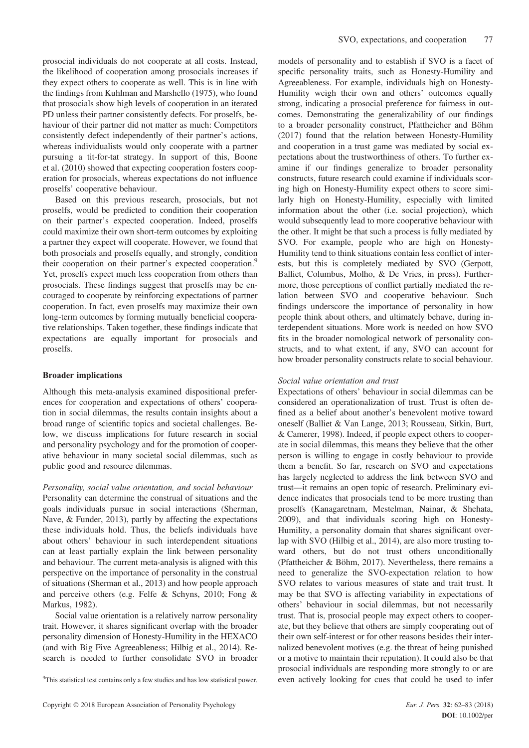prosocial individuals do not cooperate at all costs. Instead, the likelihood of cooperation among prosocials increases if they expect others to cooperate as well. This is in line with the findings from Kuhlman and Marshello (1975), who found that prosocials show high levels of cooperation in an iterated PD unless their partner consistently defects. For proselfs, behaviour of their partner did not matter as much: Competitors consistently defect independently of their partner's actions, whereas individualists would only cooperate with a partner pursuing a tit-for-tat strategy. In support of this, Boone et al. (2010) showed that expecting cooperation fosters cooperation for prosocials, whereas expectations do not influence proselfs' cooperative behaviour.

Based on this previous research, prosocials, but not proselfs, would be predicted to condition their cooperation on their partner's expected cooperation. Indeed, proselfs could maximize their own short-term outcomes by exploiting a partner they expect will cooperate. However, we found that both prosocials and proselfs equally, and strongly, condition their cooperation on their partner's expected cooperation.[9] Yet, proselfs expect much less cooperation from others than prosocials. These findings suggest that proselfs may be encouraged to cooperate by reinforcing expectations of partner cooperation. In fact, even proselfs may maximize their own long-term outcomes by forming mutually beneficial cooperative relationships. Taken together, these findings indicate that expectations are equally important for prosocials and proselfs.

## Broader implications

Although this meta-analysis examined dispositional preferences for cooperation and expectations of others' cooperation in social dilemmas, the results contain insights about a broad range of scientific topics and societal challenges. Below, we discuss implications for future research in social and personality psychology and for the promotion of cooperative behaviour in many societal social dilemmas, such as public good and resource dilemmas.

### *Personality, social value orientation, and social behaviour*

Personality can determine the construal of situations and the goals individuals pursue in social interactions (Sherman, Nave, & Funder, 2013), partly by affecting the expectations these individuals hold. Thus, the beliefs individuals have about others' behaviour in such interdependent situations can at least partially explain the link between personality and behaviour. The current meta-analysis is aligned with this perspective on the importance of personality in the construal of situations (Sherman et al., 2013) and how people approach and perceive others (e.g. Felfe & Schyns, 2010; Fong & Markus, 1982).

Social value orientation is a relatively narrow personality trait. However, it shares significant overlap with the broader personality dimension of Honesty-Humility in the HEXACO (and with Big Five Agreeableness; Hilbig et al., 2014). Research is needed to further consolidate SVO in broader models of personality and to establish if SVO is a facet of specific personality traits, such as Honesty-Humility and Agreeableness. For example, individuals high on Honesty-Humility weigh their own and others' outcomes equally strong, indicating a prosocial preference for fairness in outcomes. Demonstrating the generalizability of our findings to a broader personality construct, Pfattheicher and Böhm (2017) found that the relation between Honesty-Humility and cooperation in a trust game was mediated by social expectations about the trustworthiness of others. To further examine if our findings generalize to broader personality constructs, future research could examine if individuals scoring high on Honesty-Humility expect others to score similarly high on Honesty-Humility, especially with limited information about the other (i.e. social projection), which would subsequently lead to more cooperative behaviour with the other. It might be that such a process is fully mediated by SVO. For example, people who are high on Honesty-Humility tend to think situations contain less conflict of interests, but this is completely mediated by SVO (Gerpott, Balliet, Columbus, Molho, & De Vries, in press). Furthermore, those perceptions of conflict partially mediated the relation between SVO and cooperative behaviour. Such findings underscore the importance of personality in how people think about others, and ultimately behave, during interdependent situations. More work is needed on how SVO fits in the broader nomological network of personality constructs, and to what extent, if any, SVO can account for how broader personality constructs relate to social behaviour.

### *Social value orientation and trust*

Expectations of others' behaviour in social dilemmas can be considered an operationalization of trust. Trust is often defined as a belief about another's benevolent motive toward oneself (Balliet & Van Lange, 2013; Rousseau, Sitkin, Burt, & Camerer, 1998). Indeed, if people expect others to cooperate in social dilemmas, this means they believe that the other person is willing to engage in costly behaviour to provide them a benefit. So far, research on SVO and expectations has largely neglected to address the link between SVO and trust—it remains an open topic of research. Preliminary evidence indicates that prosocials tend to be more trusting than proselfs (Kanagaretnam, Mestelman, Nainar, & Shehata, 2009), and that individuals scoring high on Honesty-Humility, a personality domain that shares significant overlap with SVO (Hilbig et al., 2014), are also more trusting toward others, but do not trust others unconditionally (Pfattheicher & Böhm, 2017). Nevertheless, there remains a need to generalize the SVO-expectation relation to how SVO relates to various measures of state and trait trust. It may be that SVO is affecting variability in expectations of others' behaviour in social dilemmas, but not necessarily trust. That is, prosocial people may expect others to cooperate, but they believe that others are simply cooperating out of their own self-interest or for other reasons besides their internalized benevolent motives (e.g. the threat of being punished or a motive to maintain their reputation). It could also be that prosocial individuals are responding more strongly to or are even actively looking for cues that could be used to infer

[9] This statistical test contains only a few studies and has low statistical power.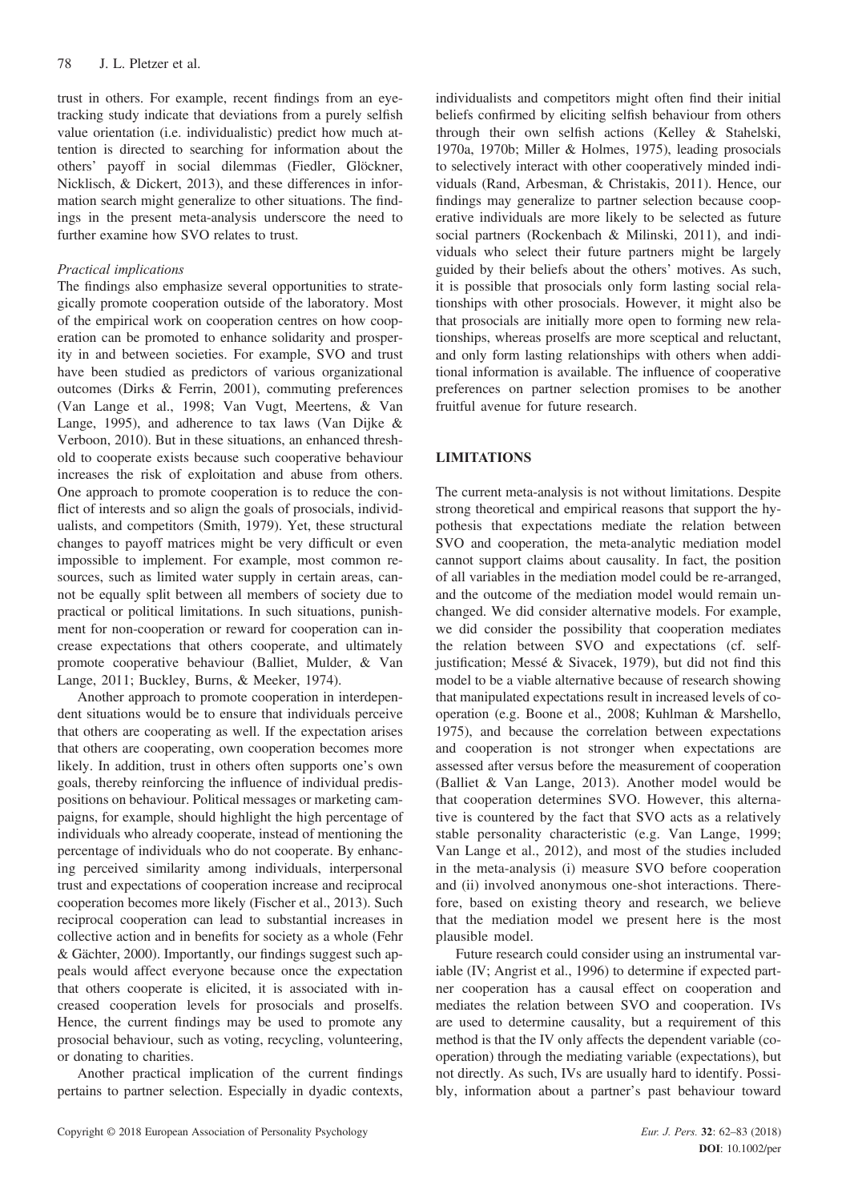trust in others. For example, recent findings from an eye-tracking study indicate that deviations from a purely selfish value orientation (i.e. individualistic) predict how much attention is directed to searching for information about the others' payoff in social dilemmas (Fiedler, Glöckner, Nicklisch, & Dickert, 2013), and these differences in information search might generalize to other situations. The findings in the present meta-analysis underscore the need to further examine how SVO relates to trust.

*Practical implications*

The findings also emphasize several opportunities to strategically promote cooperation outside of the laboratory. Most of the empirical work on cooperation centres on how cooperation can be promoted to enhance solidarity and prosperity in and between societies. For example, SVO and trust have been studied as predictors of various organizational outcomes (Dirks & Ferrin, 2001), commuting preferences (Van Lange et al., 1998; Van Vugt, Meertens, & Van Lange, 1995), and adherence to tax laws (Van Dijke & Verboon, 2010). But in these situations, an enhanced threshold to cooperate exists because such cooperative behaviour increases the risk of exploitation and abuse from others. One approach to promote cooperation is to reduce the conflict of interests and so align the goals of prosocials, individualists, and competitors (Smith, 1979). Yet, these structural changes to payoff matrices might be very difficult or even impossible to implement. For example, most common resources, such as limited water supply in certain areas, cannot be equally split between all members of society due to practical or political limitations. In such situations, punishment for non-cooperation or reward for cooperation can increase expectations that others cooperate, and ultimately promote cooperative behaviour (Balliet, Mulder, & Van Lange, 2011; Buckley, Burns, & Meeker, 1974).

Another approach to promote cooperation in interdependent situations would be to ensure that individuals perceive that others are cooperating as well. If the expectation arises that others are cooperating, own cooperation becomes more likely. In addition, trust in others often supports one's own goals, thereby reinforcing the influence of individual predispositions on behaviour. Political messages or marketing campaigns, for example, should highlight the high percentage of individuals who already cooperate, instead of mentioning the percentage of individuals who do not cooperate. By enhancing perceived similarity among individuals, interpersonal trust and expectations of cooperation increase and reciprocal cooperation becomes more likely (Fischer et al., 2013). Such reciprocal cooperation can lead to substantial increases in collective action and in benefits for society as a whole (Fehr & Gächter, 2000). Importantly, our findings suggest such appeals would affect everyone because once the expectation that others cooperate is elicited, it is associated with increased cooperation levels for prosocials and proselfs. Hence, the current findings may be used to promote any prosocial behaviour, such as voting, recycling, volunteering, or donating to charities.

Another practical implication of the current findings pertains to partner selection. Especially in dyadic contexts, individualists and competitors might often find their initial beliefs confirmed by eliciting selfish behaviour from others through their own selfish actions (Kelley & Stahelski, 1970a, 1970b; Miller & Holmes, 1975), leading prosocials to selectively interact with other cooperatively minded individuals (Rand, Arbesman, & Christakis, 2011). Hence, our findings may generalize to partner selection because cooperative individuals are more likely to be selected as future social partners (Rockenbach & Milinski, 2011), and individuals who select their future partners might be largely guided by their beliefs about the others' motives. As such, it is possible that prosocials only form lasting social relationships with other prosocials. However, it might also be that prosocials are initially more open to forming new relationships, whereas proselfs are more sceptical and reluctant, and only form lasting relationships with others when additional information is available. The influence of cooperative preferences on partner selection promises to be another fruitful avenue for future research.

## LIMITATIONS

The current meta-analysis is not without limitations. Despite strong theoretical and empirical reasons that support the hypothesis that expectations mediate the relation between SVO and cooperation, the meta-analytic mediation model cannot support claims about causality. In fact, the position of all variables in the mediation model could be re-arranged, and the outcome of the mediation model would remain unchanged. We did consider alternative models. For example, we did consider the possibility that cooperation mediates the relation between SVO and expectations (cf. self-justification; Messé & Sivacek, 1979), but did not find this model to be a viable alternative because of research showing that manipulated expectations result in increased levels of cooperation (e.g. Boone et al., 2008; Kuhlman & Marshello, 1975), and because the correlation between expectations and cooperation is not stronger when expectations are assessed after versus before the measurement of cooperation (Balliet & Van Lange, 2013). Another model would be that cooperation determines SVO. However, this alternative is countered by the fact that SVO acts as a relatively stable personality characteristic (e.g. Van Lange, 1999; Van Lange et al., 2012), and most of the studies included in the meta-analysis (i) measure SVO before cooperation and (ii) involved anonymous one-shot interactions. Therefore, based on existing theory and research, we believe that the mediation model we present here is the most plausible model.

Future research could consider using an instrumental variable (IV; Angrist et al., 1996) to determine if expected partner cooperation has a causal effect on cooperation and mediates the relation between SVO and cooperation. IVs are used to determine causality, but a requirement of this method is that the IV only affects the dependent variable (cooperation) through the mediating variable (expectations), but not directly. As such, IVs are usually hard to identify. Possibly, information about a partner's past behaviour toward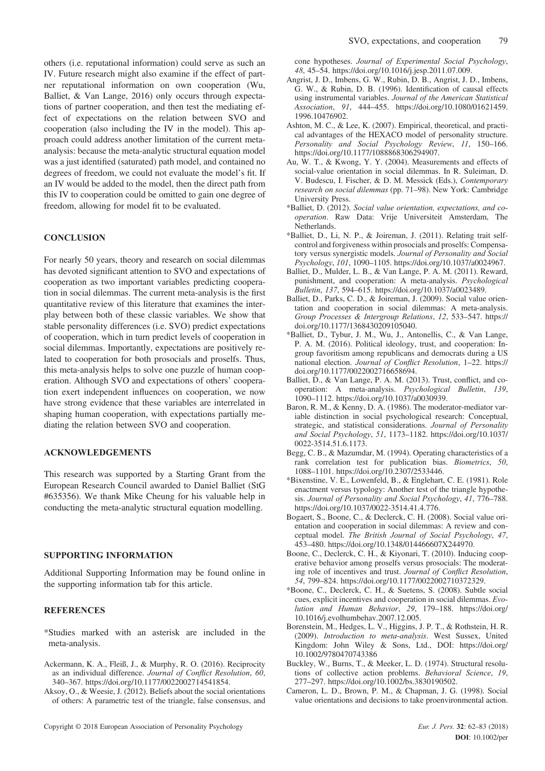others (i.e. reputational information) could serve as such an IV. Future research might also examine if the effect of partner reputational information on own cooperation (Wu, Balliet, & Van Lange, 2016) only occurs through expectations of partner cooperation, and then test the mediating effect of expectations on the relation between SVO and cooperation (also including the IV in the model). This approach could address another limitation of the current meta-analysis: because the meta-analytic structural equation model was a just identified (saturated) path model, and contained no degrees of freedom, we could not evaluate the model's fit. If an IV would be added to the model, then the direct path from this IV to cooperation could be omitted to gain one degree of freedom, allowing for model fit to be evaluated.

## CONCLUSION

For nearly 50 years, theory and research on social dilemmas has devoted significant attention to SVO and expectations of cooperation as two important variables predicting cooperation in social dilemmas. The current meta-analysis is the first quantitative review of this literature that examines the interplay between both of these classic variables. We show that stable personality differences (i.e. SVO) predict expectations of cooperation, which in turn predict levels of cooperation in social dilemmas. Importantly, expectations are positively related to cooperation for both prosocials and proselfs. Thus, this meta-analysis helps to solve one puzzle of human cooperation. Although SVO and expectations of others' cooperation exert independent influences on cooperation, we now have strong evidence that these variables are interrelated in shaping human cooperation, with expectations partially mediating the relation between SVO and cooperation.

## ACKNOWLEDGEMENTS

This research was supported by a Starting Grant from the European Research Council awarded to Daniel Balliet (StG #635356). We thank Mike Cheung for his valuable help in conducting the meta-analytic structural equation modelling.

## SUPPORTING INFORMATION

Additional Supporting Information may be found online in the supporting information tab for this article.

## REFERENCES

*Studies marked with an asterisk are included in the meta-analysis.

Ackermann, K. A., Fleiß, J., & Murphy, R. O. (2016). Reciprocity as an individual difference. *Journal of Conflict Resolution*, *60*, 340–367. https://doi.org/10.1177/0022002714541854.

Aksoy, O., & Weesie, J. (2012). Beliefs about the social orientations of others: A parametric test of the triangle, false consensus, and cone hypotheses. *Journal of Experimental Social Psychology*, *48*, 45–54. https://doi.org/10.1016/j.jesp.2011.07.009.

Angrist, J. D., Imbens, G. W., Rubin, D. B., Angrist, J. D., Imbens, G. W., & Rubin, D. B. (1996). Identification of causal effects using instrumental variables. *Journal of the American Statistical Association*, *91*, 444–455. https://doi.org/10.1080/01621459.1996.10476902.

Ashton, M. C., & Lee, K. (2007). Empirical, theoretical, and practical advantages of the HEXACO model of personality structure. *Personality and Social Psychology Review*, *11*, 150–166. https://doi.org/10.1177/1088868306294907.

Au, W. T., & Kwong, Y. Y. (2004). Measurements and effects of social-value orientation in social dilemmas. In R. Suleiman, D. V. Budescu, I. Fischer, & D. M. Messick (Eds.), *Contemporary research on social dilemmas* (pp. 71–98). New York: Cambridge University Press.

*Balliet, D. (2012). *Social value orientation, expectations, and cooperation*. Raw Data: Vrije Universiteit Amsterdam, The Netherlands.

*Balliet, D., Li, N. P., & Joireman, J. (2011). Relating trait self-control and forgiveness within prosocials and proselfs: Compensatory versus synergistic models. *Journal of Personality and Social Psychology*, *101*, 1090–1105. https://doi.org/10.1037/a0024967.

Balliet, D., Mulder, L. B., & Van Lange, P. A. M. (2011). Reward, punishment, and cooperation: A meta-analysis. *Psychological Bulletin*, *137*, 594–615. https://doi.org/10.1037/a0023489.

Balliet, D., Parks, C. D., & Joireman, J. (2009). Social value orientation and cooperation in social dilemmas: A meta-analysis. *Group Processes & Intergroup Relations*, *12*, 533–547. https://doi.org/10.1177/1368430209105040.

*Balliet, D., Tybur, J. M., Wu, J., Antonellis, C., & Van Lange, P. A. M. (2016). Political ideology, trust, and cooperation: In-group favoritism among republicans and democrats during a US national election. *Journal of Conflict Resolution*, 1–22. https://doi.org/10.1177/0022002716658694.

Balliet, D., & Van Lange, P. A. M. (2013). Trust, conflict, and cooperation: A meta-analysis. *Psychological Bulletin*, *139*, 1090–1112. https://doi.org/10.1037/a0030939.

Baron, R. M., & Kenny, D. A. (1986). The moderator-mediator variable distinction in social psychological research: Conceptual, strategic, and statistical considerations. *Journal of Personality and Social Psychology*, *51*, 1173–1182. https://doi.org/10.1037/0022-3514.51.6.1173.

Begg, C. B., & Mazumdar, M. (1994). Operating characteristics of a rank correlation test for publication bias. *Biometrics*, *50*, 1088–1101. https://doi.org/10.2307/2533446.

*Bixenstine, V. E., Lowenfeld, B., & Englehart, C. E. (1981). Role enactment versus typology: Another test of the triangle hypothesis. *Journal of Personality and Social Psychology*, *41*, 776–788. https://doi.org/10.1037/0022-3514.41.4.776.

Bogaert, S., Boone, C., & Declerck, C. H. (2008). Social value orientation and cooperation in social dilemmas: A review and conceptual model. *The British Journal of Social Psychology*, *47*, 453–480. https://doi.org/10.1348/014466607X244970.

Boone, C., Declerck, C. H., & Kiyonari, T. (2010). Inducing cooperative behavior among proselfs versus prosocials: The moderating role of incentives and trust. *Journal of Conflict Resolution*, *54*, 799–824. https://doi.org/10.1177/0022002710372329.

*Boone, C., Declerck, C. H., & Suetens, S. (2008). Subtle social cues, explicit incentives and cooperation in social dilemmas. *Evolution and Human Behavior*, *29*, 179–188. https://doi.org/10.1016/j.evolhumbehav.2007.12.005.

Borenstein, M., Hedges, L. V., Higgins, J. P. T., & Rothstein, H. R. (2009). *Introduction to meta-analysis*. West Sussex, United Kingdom: John Wiley & Sons, Ltd., DOI: https://doi.org/10.1002/9780470743386

Buckley, W., Burns, T., & Meeker, L. D. (1974). Structural resolutions of collective action problems. *Behavioral Science*, *19*, 277–297. https://doi.org/10.1002/bs.3830190502.

Cameron, L. D., Brown, P. M., & Chapman, J. G. (1998). Social value orientations and decisions to take proenvironmental action.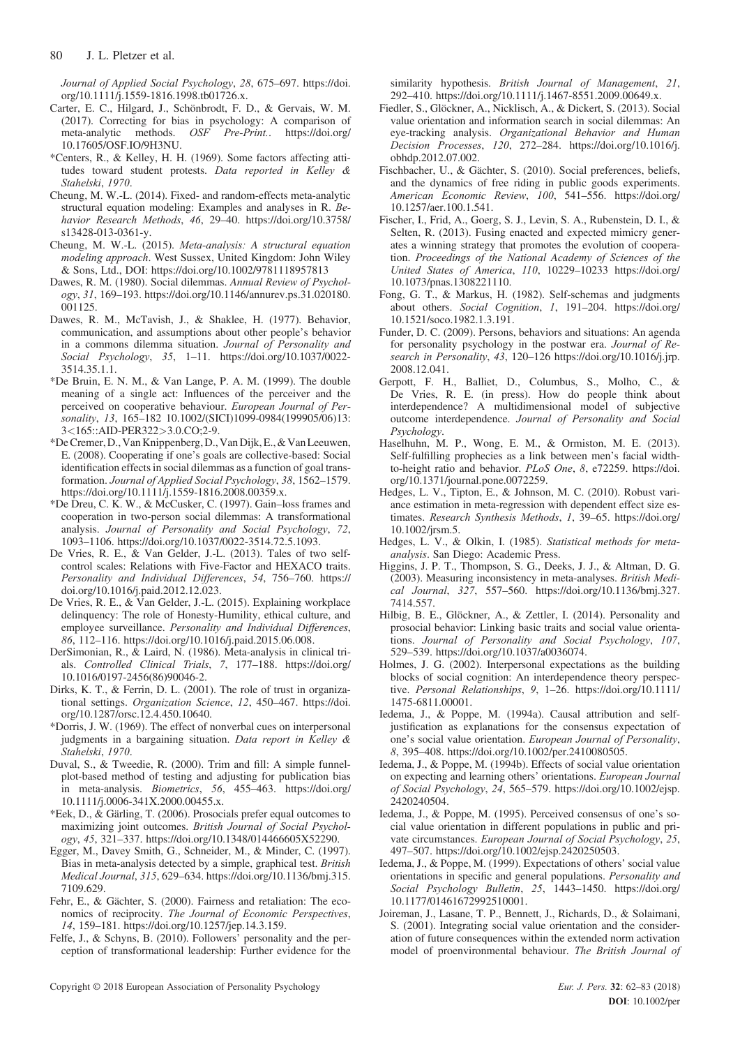*Journal of Applied Social Psychology*, *28*, 675–697. https://doi.org/10.1111/j.1559-1816.1998.tb01726.x.

Carter, E. C., Hilgard, J., Schönbrodt, F. D., & Gervais, W. M. (2017). Correcting for bias in psychology: A comparison of meta-analytic methods. *OSF Pre-Print.*. https://doi.org/10.17605/OSF.IO/9H3NU.

*Centers, R., & Kelley, H. H. (1969). Some factors affecting attitudes toward student protests. *Data reported in Kelley & Stahelski*, *1970*.

Cheung, M. W.-L. (2014). Fixed- and random-effects meta-analytic structural equation modeling: Examples and analyses in R. *Behavior Research Methods*, *46*, 29–40. https://doi.org/10.3758/s13428-013-0361-y.

Cheung, M. W.-L. (2015). *Meta-analysis: A structural equation modeling approach*. West Sussex, United Kingdom: John Wiley & Sons, Ltd., DOI: https://doi.org/10.1002/9781118957813

Dawes, R. M. (1980). Social dilemmas. *Annual Review of Psychology*, *31*, 169–193. https://doi.org/10.1146/annurev.ps.31.020180.001125.

Dawes, R. M., McTavish, J., & Shaklee, H. (1977). Behavior, communication, and assumptions about other people's behavior in a commons dilemma situation. *Journal of Personality and Social Psychology*, *35*, 1–11. https://doi.org/10.1037/0022-3514.35.1.1.

*De Bruin, E. N. M., & Van Lange, P. A. M. (1999). The double meaning of a single act: Influences of the perceiver and the perceived on cooperative behaviour. *European Journal of Personality*, *13*, 165–182 10.1002/(SICI)1099-0984(199905/06)13:3<165::AID-PER322>3.0.CO;2-9.

*De Cremer, D., Van Knippenberg, D., Van Dijk, E., & Van Leeuwen, E. (2008). Cooperating if one's goals are collective-based: Social identification effects in social dilemmas as a function of goal transformation. *Journal of Applied Social Psychology*, *38*, 1562–1579. https://doi.org/10.1111/j.1559-1816.2008.00359.x.

*De Dreu, C. K. W., & McCusker, C. (1997). Gain–loss frames and cooperation in two-person social dilemmas: A transformational analysis. *Journal of Personality and Social Psychology*, *72*, 1093–1106. https://doi.org/10.1037/0022-3514.72.5.1093.

De Vries, R. E., & Van Gelder, J.-L. (2013). Tales of two self-control scales: Relations with Five-Factor and HEXACO traits. *Personality and Individual Differences*, *54*, 756–760. https://doi.org/10.1016/j.paid.2012.12.023.

De Vries, R. E., & Van Gelder, J.-L. (2015). Explaining workplace delinquency: The role of Honesty-Humility, ethical culture, and employee surveillance. *Personality and Individual Differences*, *86*, 112–116. https://doi.org/10.1016/j.paid.2015.06.008.

DerSimonian, R., & Laird, N. (1986). Meta-analysis in clinical trials. *Controlled Clinical Trials*, *7*, 177–188. https://doi.org/10.1016/0197-2456(86)90046-2.

Dirks, K. T., & Ferrin, D. L. (2001). The role of trust in organizational settings. *Organization Science*, *12*, 450–467. https://doi.org/10.1287/orsc.12.4.450.10640.

*Dorris, J. W. (1969). The effect of nonverbal cues on interpersonal judgments in a bargaining situation. *Data report in Kelley & Stahelski*, *1970*.

Duval, S., & Tweedie, R. (2000). Trim and fill: A simple funnel-plot-based method of testing and adjusting for publication bias in meta-analysis. *Biometrics*, *56*, 455–463. https://doi.org/10.1111/j.0006-341X.2000.00455.x.

*Eek, D., & Gärling, T. (2006). Prosocials prefer equal outcomes to maximizing joint outcomes. *British Journal of Social Psychology*, *45*, 321–337. https://doi.org/10.1348/014466605X52290.

Egger, M., Davey Smith, G., Schneider, M., & Minder, C. (1997). Bias in meta-analysis detected by a simple, graphical test. *British Medical Journal*, *315*, 629–634. https://doi.org/10.1136/bmj.315.7109.629.

Fehr, E., & Gächter, S. (2000). Fairness and retaliation: The economics of reciprocity. *The Journal of Economic Perspectives*, *14*, 159–181. https://doi.org/10.1257/jep.14.3.159.

Felfe, J., & Schyns, B. (2010). Followers' personality and the perception of transformational leadership: Further evidence for the similarity hypothesis. *British Journal of Management*, *21*, 292–410. https://doi.org/10.1111/j.1467-8551.2009.00649.x.

Fiedler, S., Glöckner, A., Nicklisch, A., & Dickert, S. (2013). Social value orientation and information search in social dilemmas: An eye-tracking analysis. *Organizational Behavior and Human Decision Processes*, *120*, 272–284. https://doi.org/10.1016/j.obhdp.2012.07.002.

Fischbacher, U., & Gächter, S. (2010). Social preferences, beliefs, and the dynamics of free riding in public goods experiments. *American Economic Review*, *100*, 541–556. https://doi.org/10.1257/aer.100.1.541.

Fischer, I., Frid, A., Goerg, S. J., Levin, S. A., Rubenstein, D. I., & Selten, R. (2013). Fusing enacted and expected mimicry generates a winning strategy that promotes the evolution of cooperation. *Proceedings of the National Academy of Sciences of the United States of America*, *110*, 10229–10233 https://doi.org/10.1073/pnas.1308221110.

Fong, G. T., & Markus, H. (1982). Self-schemas and judgments about others. *Social Cognition*, *1*, 191–204. https://doi.org/10.1521/soco.1982.1.3.191.

Funder, D. C. (2009). Persons, behaviors and situations: An agenda for personality psychology in the postwar era. *Journal of Research in Personality*, *43*, 120–126 https://doi.org/10.1016/j.jrp.2008.12.041.

Gerpott, F. H., Balliet, D., Columbus, S., Molho, C., & De Vries, R. E. (in press). How do people think about interdependence? A multidimensional model of subjective outcome interdependence. *Journal of Personality and Social Psychology*.

Haselhuhn, M. P., Wong, E. M., & Ormiston, M. E. (2013). Self-fulfilling prophecies as a link between men's facial width-to-height ratio and behavior. *PLoS One*, *8*, e72259. https://doi.org/10.1371/journal.pone.0072259.

Hedges, L. V., Tipton, E., & Johnson, M. C. (2010). Robust variance estimation in meta-regression with dependent effect size estimates. *Research Synthesis Methods*, *1*, 39–65. https://doi.org/10.1002/jrsm.5.

Hedges, L. V., & Olkin, I. (1985). *Statistical methods for meta-analysis*. San Diego: Academic Press.

Higgins, J. P. T., Thompson, S. G., Deeks, J. J., & Altman, D. G. (2003). Measuring inconsistency in meta-analyses. *British Medical Journal*, *327*, 557–560. https://doi.org/10.1136/bmj.327.7414.557.

Hilbig, B. E., Glöckner, A., & Zettler, I. (2014). Personality and prosocial behavior: Linking basic traits and social value orientations. *Journal of Personality and Social Psychology*, *107*, 529–539. https://doi.org/10.1037/a0036074.

Holmes, J. G. (2002). Interpersonal expectations as the building blocks of social cognition: An interdependence theory perspective. *Personal Relationships*, *9*, 1–26. https://doi.org/10.1111/1475-6811.00001.

Iedema, J., & Poppe, M. (1994a). Causal attribution and self-justification as explanations for the consensus expectation of one's social value orientation. *European Journal of Personality*, *8*, 395–408. https://doi.org/10.1002/per.2410080505.

Iedema, J., & Poppe, M. (1994b). Effects of social value orientation on expecting and learning others' orientations. *European Journal of Social Psychology*, *24*, 565–579. https://doi.org/10.1002/ejsp.2420240504.

Iedema, J., & Poppe, M. (1995). Perceived consensus of one's social value orientation in different populations in public and private circumstances. *European Journal of Social Psychology*, *25*, 497–507. https://doi.org/10.1002/ejsp.2420250503.

Iedema, J., & Poppe, M. (1999). Expectations of others' social value orientations in specific and general populations. *Personality and Social Psychology Bulletin*, *25*, 1443–1450. https://doi.org/10.1177/01461672992510001.

Joireman, J., Lasane, T. P., Bennett, J., Richards, D., & Solaimani, S. (2001). Integrating social value orientation and the consideration of future consequences within the extended norm activation model of proenvironmental behaviour. *The British Journal of*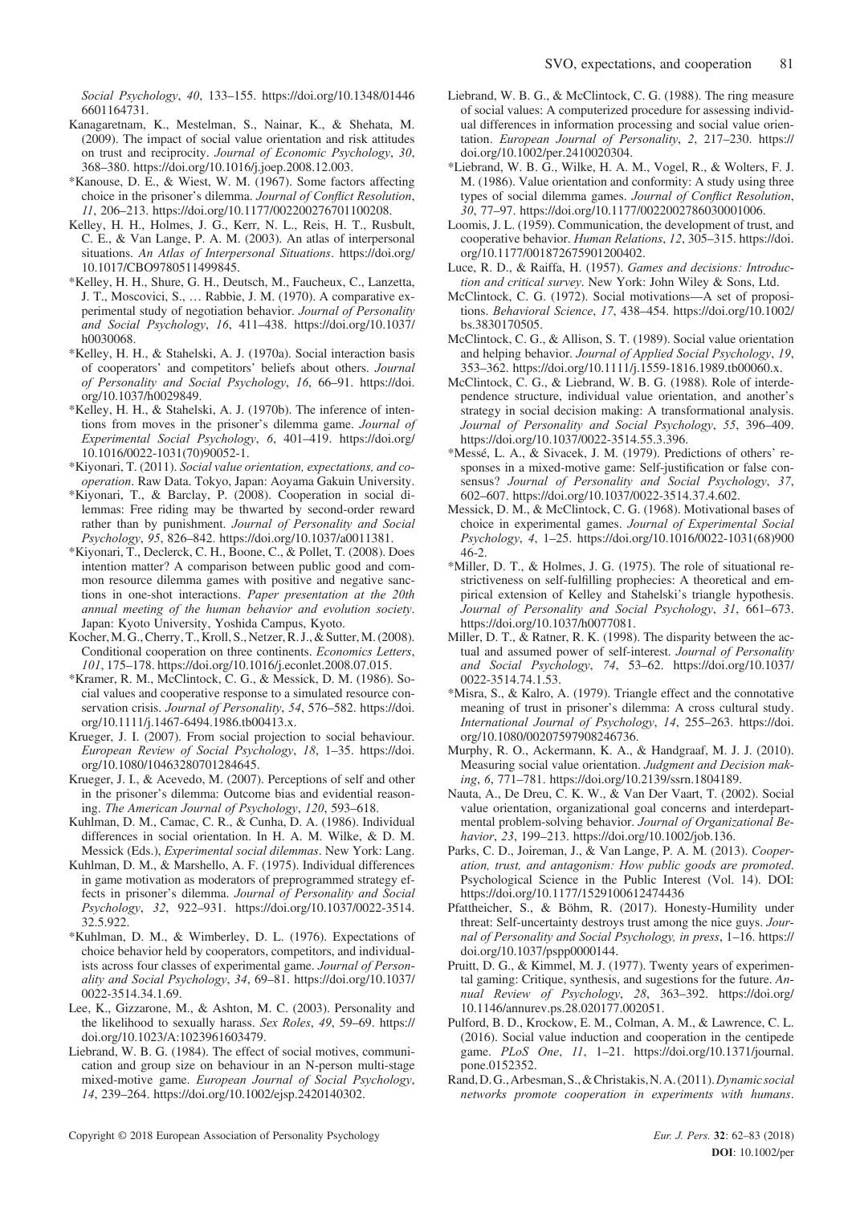*Social Psychology*, *40*, 133–155. https://doi.org/10.1348/014466601164731.

Kanagaretnam, K., Mestelman, S., Nainar, K., & Shehata, M. (2009). The impact of social value orientation and risk attitudes on trust and reciprocity. *Journal of Economic Psychology*, *30*, 368–380. https://doi.org/10.1016/j.joep.2008.12.003.

*Kanouse, D. E., & Wiest, W. M. (1967). Some factors affecting choice in the prisoner's dilemma. *Journal of Conflict Resolution*, *11*, 206–213. https://doi.org/10.1177/002200276701100208.

Kelley, H. H., Holmes, J. G., Kerr, N. L., Reis, H. T., Rusbult, C. E., & Van Lange, P. A. M. (2003). An atlas of interpersonal situations. *An Atlas of Interpersonal Situations*. https://doi.org/10.1017/CBO9780511499845.

*Kelley, H. H., Shure, G. H., Deutsch, M., Faucheux, C., Lanzetta, J. T., Moscovici, S., … Rabbie, J. M. (1970). A comparative experimental study of negotiation behavior. *Journal of Personality and Social Psychology*, *16*, 411–438. https://doi.org/10.1037/h0030068.

*Kelley, H. H., & Stahelski, A. J. (1970a). Social interaction basis of cooperators' and competitors' beliefs about others. *Journal of Personality and Social Psychology*, *16*, 66–91. https://doi.org/10.1037/h0029849.

*Kelley, H. H., & Stahelski, A. J. (1970b). The inference of intentions from moves in the prisoner's dilemma game. *Journal of Experimental Social Psychology*, *6*, 401–419. https://doi.org/10.1016/0022-1031(70)90052-1.

*Kiyonari, T. (2011). *Social value orientation, expectations, and cooperation*. Raw Data. Tokyo, Japan: Aoyama Gakuin University.

*Kiyonari, T., & Barclay, P. (2008). Cooperation in social dilemmas: Free riding may be thwarted by second-order reward rather than by punishment. *Journal of Personality and Social Psychology*, *95*, 826–842. https://doi.org/10.1037/a0011381.

*Kiyonari, T., Declerck, C. H., Boone, C., & Pollet, T. (2008). Does intention matter? A comparison between public good and common resource dilemma games with positive and negative sanctions in one-shot interactions. *Paper presentation at the 20th annual meeting of the human behavior and evolution society*. Japan: Kyoto University, Yoshida Campus, Kyoto.

Kocher, M. G., Cherry, T., Kroll, S., Netzer, R. J., & Sutter, M. (2008). Conditional cooperation on three continents. *Economics Letters*, *101*, 175–178. https://doi.org/10.1016/j.econlet.2008.07.015.

*Kramer, R. M., McClintock, C. G., & Messick, D. M. (1986). Social values and cooperative response to a simulated resource conservation crisis. *Journal of Personality*, *54*, 576–582. https://doi.org/10.1111/j.1467-6494.1986.tb00413.x.

Krueger, J. I. (2007). From social projection to social behaviour. *European Review of Social Psychology*, *18*, 1–35. https://doi.org/10.1080/10463280701284645.

Krueger, J. I., & Acevedo, M. (2007). Perceptions of self and other in the prisoner's dilemma: Outcome bias and evidential reasoning. *The American Journal of Psychology*, *120*, 593–618.

Kuhlman, D. M., Camac, C. R., & Cunha, D. A. (1986). Individual differences in social orientation. In H. A. M. Wilke, & D. M. Messick (Eds.), *Experimental social dilemmas*. New York: Lang.

Kuhlman, D. M., & Marshello, A. F. (1975). Individual differences in game motivation as moderators of preprogrammed strategy effects in prisoner's dilemma. *Journal of Personality and Social Psychology*, *32*, 922–931. https://doi.org/10.1037/0022-3514.32.5.922.

*Kuhlman, D. M., & Wimberley, D. L. (1976). Expectations of choice behavior held by cooperators, competitors, and individualists across four classes of experimental game. *Journal of Personality and Social Psychology*, *34*, 69–81. https://doi.org/10.1037/0022-3514.34.1.69.

Lee, K., Gizzarone, M., & Ashton, M. C. (2003). Personality and the likelihood to sexually harass. *Sex Roles*, *49*, 59–69. https://doi.org/10.1023/A:1023961603479.

Liebrand, W. B. G. (1984). The effect of social motives, communication and group size on behaviour in an N-person multi-stage mixed-motive game. *European Journal of Social Psychology*, *14*, 239–264. https://doi.org/10.1002/ejsp.2420140302.

Liebrand, W. B. G., & McClintock, C. G. (1988). The ring measure of social values: A computerized procedure for assessing individual differences in information processing and social value orientation. *European Journal of Personality*, *2*, 217–230. https://doi.org/10.1002/per.2410020304.

*Liebrand, W. B. G., Wilke, H. A. M., Vogel, R., & Wolters, F. J. M. (1986). Value orientation and conformity: A study using three types of social dilemma games. *Journal of Conflict Resolution*, *30*, 77–97. https://doi.org/10.1177/0022002786030001006.

Loomis, J. L. (1959). Communication, the development of trust, and cooperative behavior. *Human Relations*, *12*, 305–315. https://doi.org/10.1177/001872675901200402.

Luce, R. D., & Raiffa, H. (1957). *Games and decisions: Introduction and critical survey*. New York: John Wiley & Sons, Ltd.

McClintock, C. G. (1972). Social motivations—A set of propositions. *Behavioral Science*, *17*, 438–454. https://doi.org/10.1002/bs.3830170505.

McClintock, C. G., & Allison, S. T. (1989). Social value orientation and helping behavior. *Journal of Applied Social Psychology*, *19*, 353–362. https://doi.org/10.1111/j.1559-1816.1989.tb00060.x.

McClintock, C. G., & Liebrand, W. B. G. (1988). Role of interdependence structure, individual value orientation, and another's strategy in social decision making: A transformational analysis. *Journal of Personality and Social Psychology*, *55*, 396–409. https://doi.org/10.1037/0022-3514.55.3.396.

*Messé, L. A., & Sivacek, J. M. (1979). Predictions of others' responses in a mixed-motive game: Self-justification or false consensus? *Journal of Personality and Social Psychology*, *37*, 602–607. https://doi.org/10.1037/0022-3514.37.4.602.

Messick, D. M., & McClintock, C. G. (1968). Motivational bases of choice in experimental games. *Journal of Experimental Social Psychology*, *4*, 1–25. https://doi.org/10.1016/0022-1031(68)90046-2.

*Miller, D. T., & Holmes, J. G. (1975). The role of situational restrictiveness on self-fulfilling prophecies: A theoretical and empirical extension of Kelley and Stahelski's triangle hypothesis. *Journal of Personality and Social Psychology*, *31*, 661–673. https://doi.org/10.1037/h0077081.

Miller, D. T., & Ratner, R. K. (1998). The disparity between the actual and assumed power of self-interest. *Journal of Personality and Social Psychology*, *74*, 53–62. https://doi.org/10.1037/0022-3514.74.1.53.

*Misra, S., & Kalro, A. (1979). Triangle effect and the connotative meaning of trust in prisoner's dilemma: A cross cultural study. *International Journal of Psychology*, *14*, 255–263. https://doi.org/10.1080/00207597908246736.

Murphy, R. O., Ackermann, K. A., & Handgraaf, M. J. J. (2010). Measuring social value orientation. *Judgment and Decision making*, *6*, 771–781. https://doi.org/10.2139/ssrn.1804189.

Nauta, A., De Dreu, C. K. W., & Van Der Vaart, T. (2002). Social value orientation, organizational goal concerns and interdepartmental problem-solving behavior. *Journal of Organizational Behavior*, *23*, 199–213. https://doi.org/10.1002/job.136.

Parks, C. D., Joireman, J., & Van Lange, P. A. M. (2013). *Cooperation, trust, and antagonism: How public goods are promoted*. Psychological Science in the Public Interest (Vol. 14). DOI: https://doi.org/10.1177/1529100612474436

Pfattheicher, S., & Böhm, R. (2017). Honesty-Humility under threat: Self-uncertainty destroys trust among the nice guys. *Journal of Personality and Social Psychology, in press*, 1–16. https://doi.org/10.1037/pspp0000144.

Pruitt, D. G., & Kimmel, M. J. (1977). Twenty years of experimental gaming: Critique, synthesis, and sugestions for the future. *Annual Review of Psychology*, *28*, 363–392. https://doi.org/10.1146/annurev.ps.28.020177.002051.

Pulford, B. D., Krockow, E. M., Colman, A. M., & Lawrence, C. L. (2016). Social value induction and cooperation in the centipede game. *PLoS One*, *11*, 1–21. https://doi.org/10.1371/journal.pone.0152352.

Rand, D. G., Arbesman, S., & Christakis, N. A. (2011). *Dynamic social networks promote cooperation in experiments with humans*.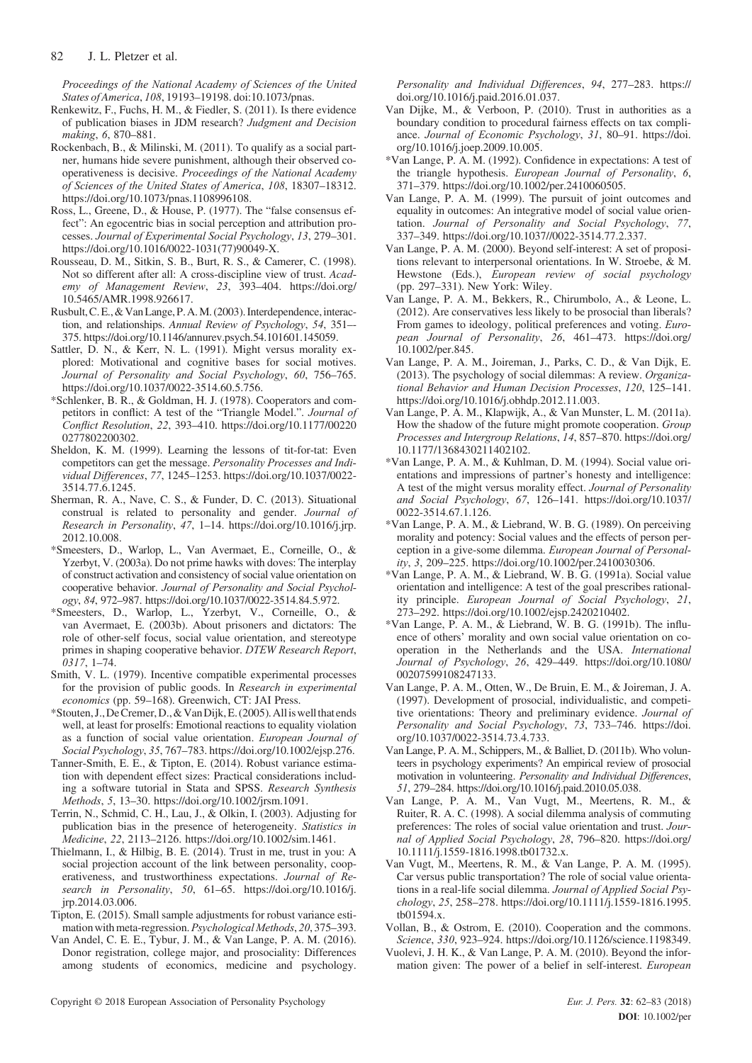*Proceedings of the National Academy of Sciences of the United States of America*, *108*, 19193–19198. doi:10.1073/pnas.

Renkewitz, F., Fuchs, H. M., & Fiedler, S. (2011). Is there evidence of publication biases in JDM research? *Judgment and Decision making*, *6*, 870–881.

Rockenbach, B., & Milinski, M. (2011). To qualify as a social partner, humans hide severe punishment, although their observed cooperativeness is decisive. *Proceedings of the National Academy of Sciences of the United States of America*, *108*, 18307–18312. https://doi.org/10.1073/pnas.1108996108.

Ross, L., Greene, D., & House, P. (1977). The "false consensus effect": An egocentric bias in social perception and attribution processes. *Journal of Experimental Social Psychology*, *13*, 279–301. https://doi.org/10.1016/0022-1031(77)90049-X.

Rousseau, D. M., Sitkin, S. B., Burt, R. S., & Camerer, C. (1998). Not so different after all: A cross-discipline view of trust. *Academy of Management Review*, *23*, 393–404. https://doi.org/10.5465/AMR.1998.926617.

Rusbult, C. E., & Van Lange, P. A. M. (2003). Interdependence, interaction, and relationships. *Annual Review of Psychology*, *54*, 351–-375. https://doi.org/10.1146/annurev.psych.54.101601.145059.

Sattler, D. N., & Kerr, N. L. (1991). Might versus morality explored: Motivational and cognitive bases for social motives. *Journal of Personality and Social Psychology*, *60*, 756–765. https://doi.org/10.1037/0022-3514.60.5.756.

*Schlenker, B. R., & Goldman, H. J. (1978). Cooperators and competitors in conflict: A test of the "Triangle Model.". *Journal of Conflict Resolution*, *22*, 393–410. https://doi.org/10.1177/002200277802200302.

Sheldon, K. M. (1999). Learning the lessons of tit-for-tat: Even competitors can get the message. *Personality Processes and Individual Differences*, *77*, 1245–1253. https://doi.org/10.1037/0022-3514.77.6.1245.

Sherman, R. A., Nave, C. S., & Funder, D. C. (2013). Situational construal is related to personality and gender. *Journal of Research in Personality*, *47*, 1–14. https://doi.org/10.1016/j.jrp.2012.10.008.

*Smeesters, D., Warlop, L., Van Avermaet, E., Corneille, O., & Yzerbyt, V. (2003a). Do not prime hawks with doves: The interplay of construct activation and consistency of social value orientation on cooperative behavior. *Journal of Personality and Social Psychology*, *84*, 972–987. https://doi.org/10.1037/0022-3514.84.5.972.

*Smeesters, D., Warlop, L., Yzerbyt, V., Corneille, O., & van Avermaet, E. (2003b). About prisoners and dictators: The role of other-self focus, social value orientation, and stereotype primes in shaping cooperative behavior. *DTEW Research Report*, *0317*, 1–74.

Smith, V. L. (1979). Incentive compatible experimental processes for the provision of public goods. In *Research in experimental economics* (pp. 59–168). Greenwich, CT: JAI Press.

*Stouten, J., De Cremer, D., & Van Dijk, E. (2005). All is well that ends well, at least for proselfs: Emotional reactions to equality violation as a function of social value orientation. *European Journal of Social Psychology*, *35*, 767–783. https://doi.org/10.1002/ejsp.276.

Tanner-Smith, E. E., & Tipton, E. (2014). Robust variance estimation with dependent effect sizes: Practical considerations including a software tutorial in Stata and SPSS. *Research Synthesis Methods*, *5*, 13–30. https://doi.org/10.1002/jrsm.1091.

Terrin, N., Schmid, C. H., Lau, J., & Olkin, I. (2003). Adjusting for publication bias in the presence of heterogeneity. *Statistics in Medicine*, *22*, 2113–2126. https://doi.org/10.1002/sim.1461.

Thielmann, I., & Hilbig, B. E. (2014). Trust in me, trust in you: A social projection account of the link between personality, cooperativeness, and trustworthiness expectations. *Journal of Research in Personality*, *50*, 61–65. https://doi.org/10.1016/j.jrp.2014.03.006.

Tipton, E. (2015). Small sample adjustments for robust variance estimation with meta-regression. *Psychological Methods*, *20*, 375–393.

Van Andel, C. E. E., Tybur, J. M., & Van Lange, P. A. M. (2016). Donor registration, college major, and prosociality: Differences among students of economics, medicine and psychology. *Personality and Individual Differences*, *94*, 277–283. https://doi.org/10.1016/j.paid.2016.01.037.

Van Dijke, M., & Verboon, P. (2010). Trust in authorities as a boundary condition to procedural fairness effects on tax compliance. *Journal of Economic Psychology*, *31*, 80–91. https://doi.org/10.1016/j.joep.2009.10.005.

*Van Lange, P. A. M. (1992). Confidence in expectations: A test of the triangle hypothesis. *European Journal of Personality*, *6*, 371–379. https://doi.org/10.1002/per.2410060505.

Van Lange, P. A. M. (1999). The pursuit of joint outcomes and equality in outcomes: An integrative model of social value orientation. *Journal of Personality and Social Psychology*, *77*, 337–349. https://doi.org/10.1037//0022-3514.77.2.337.

Van Lange, P. A. M. (2000). Beyond self-interest: A set of propositions relevant to interpersonal orientations. In W. Stroebe, & M. Hewstone (Eds.), *European review of social psychology* (pp. 297–331). New York: Wiley.

Van Lange, P. A. M., Bekkers, R., Chirumbolo, A., & Leone, L. (2012). Are conservatives less likely to be prosocial than liberals? From games to ideology, political preferences and voting. *European Journal of Personality*, *26*, 461–473. https://doi.org/10.1002/per.845.

Van Lange, P. A. M., Joireman, J., Parks, C. D., & Van Dijk, E. (2013). The psychology of social dilemmas: A review. *Organizational Behavior and Human Decision Processes*, *120*, 125–141. https://doi.org/10.1016/j.obhdp.2012.11.003.

Van Lange, P. A. M., Klapwijk, A., & Van Munster, L. M. (2011a). How the shadow of the future might promote cooperation. *Group Processes and Intergroup Relations*, *14*, 857–870. https://doi.org/10.1177/1368430211402102.

*Van Lange, P. A. M., & Kuhlman, D. M. (1994). Social value orientations and impressions of partner's honesty and intelligence: A test of the might versus morality effect. *Journal of Personality and Social Psychology*, *67*, 126–141. https://doi.org/10.1037/0022-3514.67.1.126.

*Van Lange, P. A. M., & Liebrand, W. B. G. (1989). On perceiving morality and potency: Social values and the effects of person perception in a give-some dilemma. *European Journal of Personality*, *3*, 209–225. https://doi.org/10.1002/per.2410030306.

*Van Lange, P. A. M., & Liebrand, W. B. G. (1991a). Social value orientation and intelligence: A test of the goal prescribes rationality principle. *European Journal of Social Psychology*, *21*, 273–292. https://doi.org/10.1002/ejsp.2420210402.

*Van Lange, P. A. M., & Liebrand, W. B. G. (1991b). The influence of others' morality and own social value orientation on cooperation in the Netherlands and the USA. *International Journal of Psychology*, *26*, 429–449. https://doi.org/10.1080/00207599108247133.

Van Lange, P. A. M., Otten, W., De Bruin, E. M., & Joireman, J. A. (1997). Development of prosocial, individualistic, and competitive orientations: Theory and preliminary evidence. *Journal of Personality and Social Psychology*, *73*, 733–746. https://doi.org/10.1037/0022-3514.73.4.733.

Van Lange, P. A. M., Schippers, M., & Balliet, D. (2011b). Who volunteers in psychology experiments? An empirical review of prosocial motivation in volunteering. *Personality and Individual Differences*, *51*, 279–284. https://doi.org/10.1016/j.paid.2010.05.038.

Van Lange, P. A. M., Van Vugt, M., Meertens, R. M., & Ruiter, R. A. C. (1998). A social dilemma analysis of commuting preferences: The roles of social value orientation and trust. *Journal of Applied Social Psychology*, *28*, 796–820. https://doi.org/10.1111/j.1559-1816.1998.tb01732.x.

Van Vugt, M., Meertens, R. M., & Van Lange, P. A. M. (1995). Car versus public transportation? The role of social value orientations in a real-life social dilemma. *Journal of Applied Social Psychology*, *25*, 258–278. https://doi.org/10.1111/j.1559-1816.1995.tb01594.x.

Vollan, B., & Ostrom, E. (2010). Cooperation and the commons. *Science*, *330*, 923–924. https://doi.org/10.1126/science.1198349.

Vuolevi, J. H. K., & Van Lange, P. A. M. (2010). Beyond the information given: The power of a belief in self-interest. *European*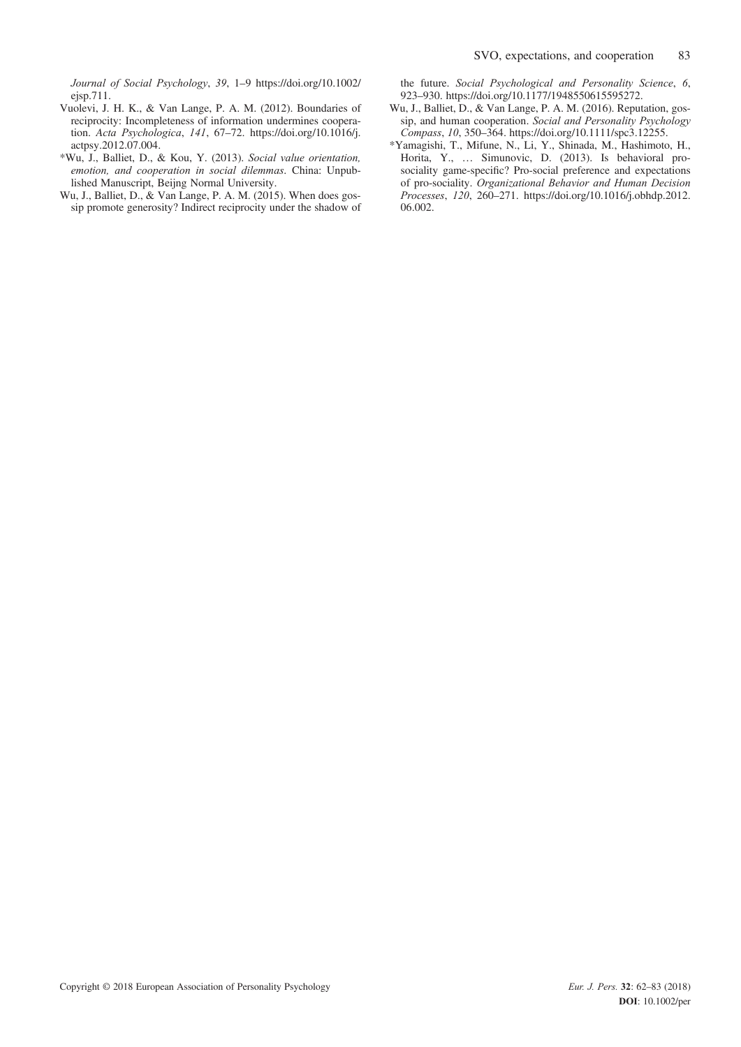*Journal of Social Psychology*, *39*, 1–9 https://doi.org/10.1002/ejsp.711.

Vuolevi, J. H. K., & Van Lange, P. A. M. (2012). Boundaries of reciprocity: Incompleteness of information undermines cooperation. *Acta Psychologica*, *141*, 67–72. https://doi.org/10.1016/j.actpsy.2012.07.004.

*Wu, J., Balliet, D., & Kou, Y. (2013). *Social value orientation, emotion, and cooperation in social dilemmas*. China: Unpublished Manuscript, Beijng Normal University.

Wu, J., Balliet, D., & Van Lange, P. A. M. (2015). When does gossip promote generosity? Indirect reciprocity under the shadow of the future. *Social Psychological and Personality Science*, *6*, 923–930. https://doi.org/10.1177/1948550615595272.

Wu, J., Balliet, D., & Van Lange, P. A. M. (2016). Reputation, gossip, and human cooperation. *Social and Personality Psychology Compass*, *10*, 350–364. https://doi.org/10.1111/spc3.12255.

*Yamagishi, T., Mifune, N., Li, Y., Shinada, M., Hashimoto, H., Horita, Y., … Simunovic, D. (2013). Is behavioral pro-sociality game-specific? Pro-social preference and expectations of pro-sociality. *Organizational Behavior and Human Decision Processes*, *120*, 260–271. https://doi.org/10.1016/j.obhdp.2012.06.002.